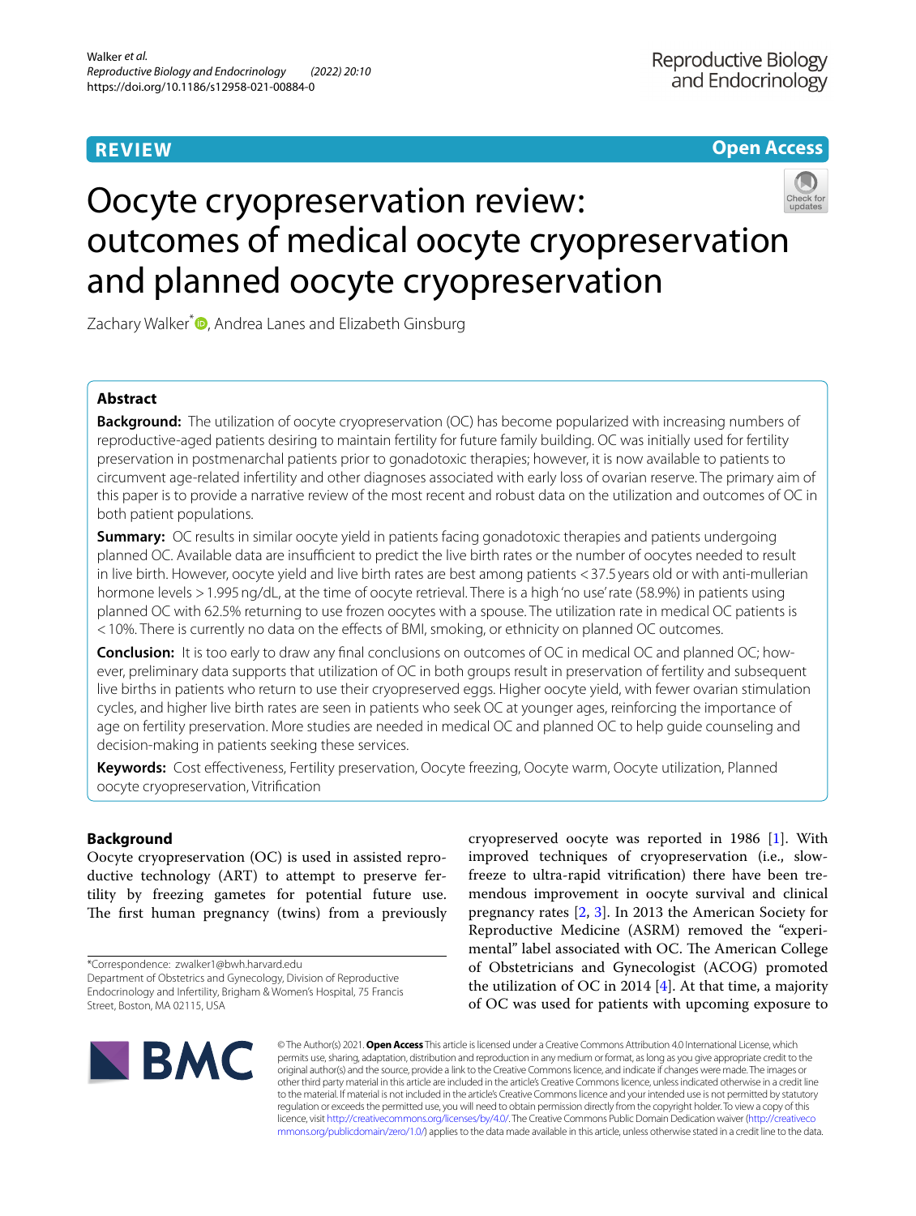REVIEW

Open Access

# Oocyte cryopreservation review: outcomes of medical oocyte cryopreservation and planned oocyte cryopreservation

Zachary Walker*, Andrea Lanes and Elizabeth Ginsburg

## Abstract

**Background:** The utilization of oocyte cryopreservation (OC) has become popularized with increasing numbers of reproductive-aged patients desiring to maintain fertility for future family building. OC was initially used for fertility preservation in postmenarchal patients prior to gonadotoxic therapies; however, it is now available to patients to circumvent age-related infertility and other diagnoses associated with early loss of ovarian reserve. The primary aim of this paper is to provide a narrative review of the most recent and robust data on the utilization and outcomes of OC in both patient populations.

**Summary:** OC results in similar oocyte yield in patients facing gonadotoxic therapies and patients undergoing planned OC. Available data are insufficient to predict the live birth rates or the number of oocytes needed to result in live birth. However, oocyte yield and live birth rates are best among patients < 37.5 years old or with anti-mullerian hormone levels > 1.995 ng/dL, at the time of oocyte retrieval. There is a high 'no use' rate (58.9%) in patients using planned OC with 62.5% returning to use frozen oocytes with a spouse. The utilization rate in medical OC patients is < 10%. There is currently no data on the effects of BMI, smoking, or ethnicity on planned OC outcomes.

**Conclusion:** It is too early to draw any final conclusions on outcomes of OC in medical OC and planned OC; however, preliminary data supports that utilization of OC in both groups result in preservation of fertility and subsequent live births in patients who return to use their cryopreserved eggs. Higher oocyte yield, with fewer ovarian stimulation cycles, and higher live birth rates are seen in patients who seek OC at younger ages, reinforcing the importance of age on fertility preservation. More studies are needed in medical OC and planned OC to help guide counseling and decision-making in patients seeking these services.

**Keywords:** Cost effectiveness, Fertility preservation, Oocyte freezing, Oocyte warm, Oocyte utilization, Planned oocyte cryopreservation, Vitrification

## Background

Oocyte cryopreservation (OC) is used in assisted reproductive technology (ART) to attempt to preserve fertility by freezing gametes for potential future use. The first human pregnancy (twins) from a previously cryopreserved oocyte was reported in 1986 [1]. With improved techniques of cryopreservation (i.e., slow-freeze to ultra-rapid vitrification) there have been tremendous improvement in oocyte survival and clinical pregnancy rates [2, 3]. In 2013 the American Society for Reproductive Medicine (ASRM) removed the "experimental" label associated with OC. The American College of Obstetricians and Gynecologist (ACOG) promoted the utilization of OC in 2014 [4]. At that time, a majority of OC was used for patients with upcoming exposure to

*Correspondence: zwalker1@bwh.harvard.edu
Department of Obstetrics and Gynecology, Division of Reproductive Endocrinology and Infertility, Brigham & Women's Hospital, 75 Francis Street, Boston, MA 02115, USA

© The Author(s) 2021. **Open Access** This article is licensed under a Creative Commons Attribution 4.0 International License, which permits use, sharing, adaptation, distribution and reproduction in any medium or format, as long as you give appropriate credit to the original author(s) and the source, provide a link to the Creative Commons licence, and indicate if changes were made. The images or other third party material in this article are included in the article's Creative Commons licence, unless indicated otherwise in a credit line to the material. If material is not included in the article's Creative Commons licence and your intended use is not permitted by statutory regulation or exceeds the permitted use, you will need to obtain permission directly from the copyright holder. To view a copy of this licence, visit http://creativecommons.org/licenses/by/4.0/. The Creative Commons Public Domain Dedication waiver (http://creativecommons.org/publicdomain/zero/1.0/) applies to the data made available in this article, unless otherwise stated in a credit line to the data.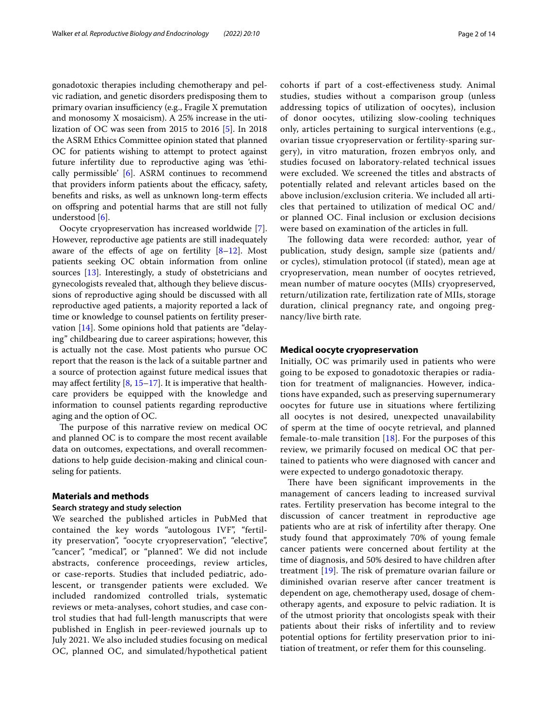gonadotoxic therapies including chemotherapy and pelvic radiation, and genetic disorders predisposing them to primary ovarian insufficiency (e.g., Fragile X premutation and monosomy X mosaicism). A 25% increase in the utilization of OC was seen from 2015 to 2016 [5]. In 2018 the ASRM Ethics Committee opinion stated that planned OC for patients wishing to attempt to protect against future infertility due to reproductive aging was 'ethically permissible' [6]. ASRM continues to recommend that providers inform patients about the efficacy, safety, benefits and risks, as well as unknown long-term effects on offspring and potential harms that are still not fully understood [6].

Oocyte cryopreservation has increased worldwide [7]. However, reproductive age patients are still inadequately aware of the effects of age on fertility [8–12]. Most patients seeking OC obtain information from online sources [13]. Interestingly, a study of obstetricians and gynecologists revealed that, although they believe discussions of reproductive aging should be discussed with all reproductive aged patients, a majority reported a lack of time or knowledge to counsel patients on fertility preservation [14]. Some opinions hold that patients are "delaying" childbearing due to career aspirations; however, this is actually not the case. Most patients who pursue OC report that the reason is the lack of a suitable partner and a source of protection against future medical issues that may affect fertility [8, 15–17]. It is imperative that healthcare providers be equipped with the knowledge and information to counsel patients regarding reproductive aging and the option of OC.

The purpose of this narrative review on medical OC and planned OC is to compare the most recent available data on outcomes, expectations, and overall recommendations to help guide decision-making and clinical counseling for patients.

## Materials and methods

### Search strategy and study selection

We searched the published articles in PubMed that contained the key words "autologous IVF", "fertility preservation", "oocyte cryopreservation", "elective", "cancer", "medical", or "planned". We did not include abstracts, conference proceedings, review articles, or case-reports. Studies that included pediatric, adolescent, or transgender patients were excluded. We included randomized controlled trials, systematic reviews or meta-analyses, cohort studies, and case control studies that had full-length manuscripts that were published in English in peer-reviewed journals up to July 2021. We also included studies focusing on medical OC, planned OC, and simulated/hypothetical patient cohorts if part of a cost-effectiveness study. Animal studies, studies without a comparison group (unless addressing topics of utilization of oocytes), inclusion of donor oocytes, utilizing slow-cooling techniques only, articles pertaining to surgical interventions (e.g., ovarian tissue cryopreservation or fertility-sparing surgery), in vitro maturation, frozen embryos only, and studies focused on laboratory-related technical issues were excluded. We screened the titles and abstracts of potentially related and relevant articles based on the above inclusion/exclusion criteria. We included all articles that pertained to utilization of medical OC and/or planned OC. Final inclusion or exclusion decisions were based on examination of the articles in full.

The following data were recorded: author, year of publication, study design, sample size (patients and/or cycles), stimulation protocol (if stated), mean age at cryopreservation, mean number of oocytes retrieved, mean number of mature oocytes (MIIs) cryopreserved, return/utilization rate, fertilization rate of MIIs, storage duration, clinical pregnancy rate, and ongoing pregnancy/live birth rate.

## Medical oocyte cryopreservation

Initially, OC was primarily used in patients who were going to be exposed to gonadotoxic therapies or radiation for treatment of malignancies. However, indications have expanded, such as preserving supernumerary oocytes for future use in situations where fertilizing all oocytes is not desired, unexpected unavailability of sperm at the time of oocyte retrieval, and planned female-to-male transition [18]. For the purposes of this review, we primarily focused on medical OC that pertained to patients who were diagnosed with cancer and were expected to undergo gonadotoxic therapy.

There have been significant improvements in the management of cancers leading to increased survival rates. Fertility preservation has become integral to the discussion of cancer treatment in reproductive age patients who are at risk of infertility after therapy. One study found that approximately 70% of young female cancer patients were concerned about fertility at the time of diagnosis, and 50% desired to have children after treatment [19]. The risk of premature ovarian failure or diminished ovarian reserve after cancer treatment is dependent on age, chemotherapy used, dosage of chemotherapy agents, and exposure to pelvic radiation. It is of the utmost priority that oncologists speak with their patients about their risks of infertility and to review potential options for fertility preservation prior to initiation of treatment, or refer them for this counseling.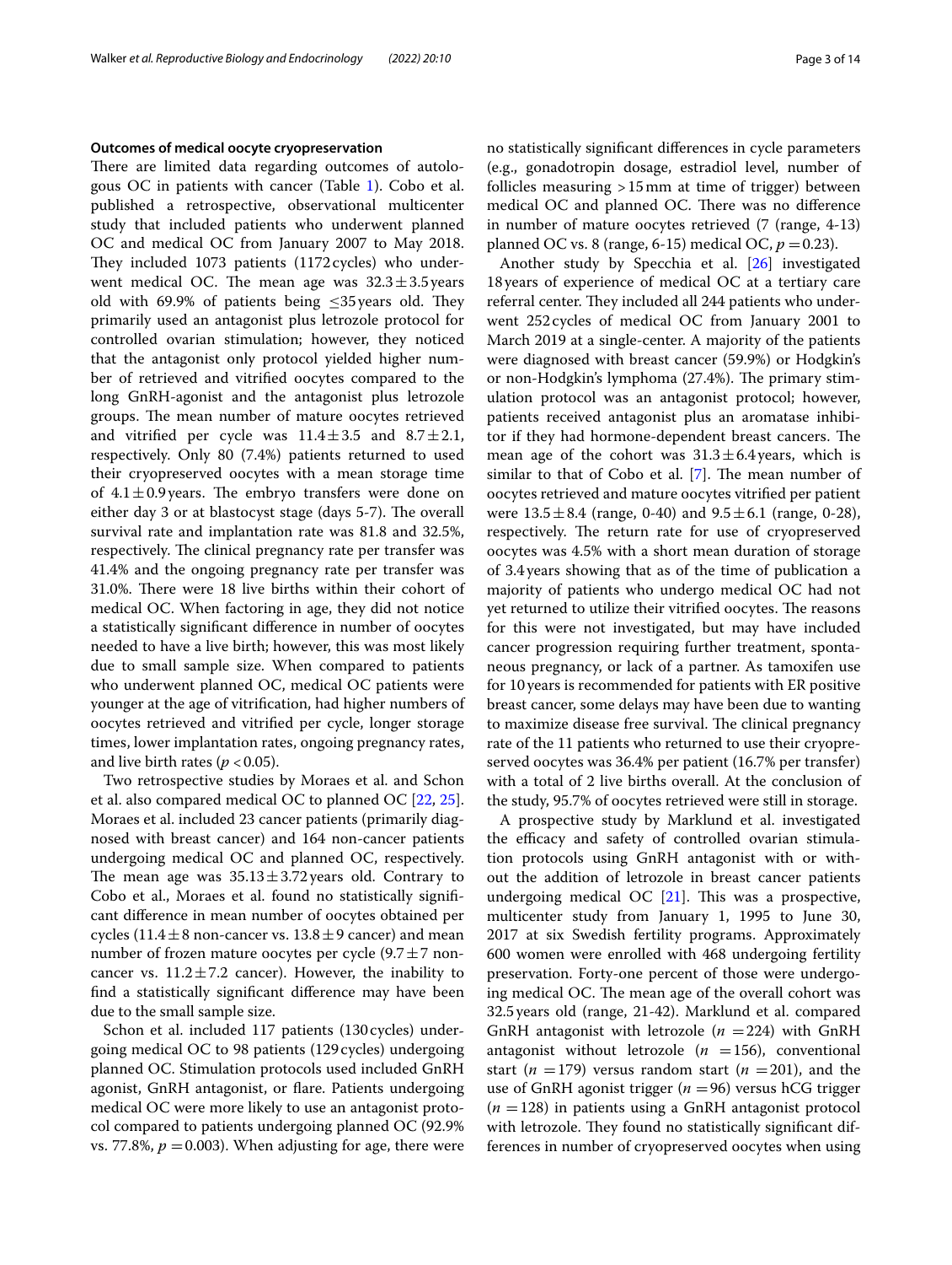### Outcomes of medical oocyte cryopreservation

There are limited data regarding outcomes of autologous OC in patients with cancer (Table 1). Cobo et al. published a retrospective, observational multicenter study that included patients who underwent planned OC and medical OC from January 2007 to May 2018. They included 1073 patients (1172 cycles) who underwent medical OC. The mean age was $32.3 \pm 3.5$ years old with 69.9% of patients being $\leq 35$ years old. They primarily used an antagonist plus letrozole protocol for controlled ovarian stimulation; however, they noticed that the antagonist only protocol yielded higher number of retrieved and vitrified oocytes compared to the long GnRH-agonist and the antagonist plus letrozole groups. The mean number of mature oocytes retrieved and vitrified per cycle was $11.4 \pm 3.5$ and $8.7 \pm 2.1$, respectively. Only 80 (7.4%) patients returned to used their cryopreserved oocytes with a mean storage time of $4.1 \pm 0.9$ years. The embryo transfers were done on either day 3 or at blastocyst stage (days 5-7). The overall survival rate and implantation rate was 81.8 and 32.5%, respectively. The clinical pregnancy rate per transfer was 41.4% and the ongoing pregnancy rate per transfer was 31.0%. There were 18 live births within their cohort of medical OC. When factoring in age, they did not notice a statistically significant difference in number of oocytes needed to have a live birth; however, this was most likely due to small sample size. When compared to patients who underwent planned OC, medical OC patients were younger at the age of vitrification, had higher numbers of oocytes retrieved and vitrified per cycle, longer storage times, lower implantation rates, ongoing pregnancy rates, and live birth rates ($p < 0.05$).

Two retrospective studies by Moraes et al. and Schon et al. also compared medical OC to planned OC [22, 25]. Moraes et al. included 23 cancer patients (primarily diagnosed with breast cancer) and 164 non-cancer patients undergoing medical OC and planned OC, respectively. The mean age was $35.13 \pm 3.72$ years old. Contrary to Cobo et al., Moraes et al. found no statistically significant difference in mean number of oocytes obtained per cycles ($11.4 \pm 8$ non-cancer vs. $13.8 \pm 9$ cancer) and mean number of frozen mature oocytes per cycle ($9.7 \pm 7$ non-cancer vs. $11.2 \pm 7.2$ cancer). However, the inability to find a statistically significant difference may have been due to the small sample size.

Schon et al. included 117 patients (130 cycles) undergoing medical OC to 98 patients (129 cycles) undergoing planned OC. Stimulation protocols used included GnRH agonist, GnRH antagonist, or flare. Patients undergoing medical OC were more likely to use an antagonist protocol compared to patients undergoing planned OC (92.9% vs. 77.8%, $p = 0.003$). When adjusting for age, there were no statistically significant differences in cycle parameters (e.g., gonadotropin dosage, estradiol level, number of follicles measuring >15 mm at time of trigger) between medical OC and planned OC. There was no difference in number of mature oocytes retrieved (7 (range, 4-13) planned OC vs. 8 (range, 6-15) medical OC, $p = 0.23$).

Another study by Specchia et al. [26] investigated 18 years of experience of medical OC at a tertiary care referral center. They included all 244 patients who underwent 252 cycles of medical OC from January 2001 to March 2019 at a single-center. A majority of the patients were diagnosed with breast cancer (59.9%) or Hodgkin's or non-Hodgkin's lymphoma (27.4%). The primary stimulation protocol was an antagonist protocol; however, patients received antagonist plus an aromatase inhibitor if they had hormone-dependent breast cancers. The mean age of the cohort was $31.3 \pm 6.4$ years, which is similar to that of Cobo et al. [7]. The mean number of oocytes retrieved and mature oocytes vitrified per patient were $13.5 \pm 8.4$ (range, 0-40) and $9.5 \pm 6.1$ (range, 0-28), respectively. The return rate for use of cryopreserved oocytes was 4.5% with a short mean duration of storage of 3.4 years showing that as of the time of publication a majority of patients who undergo medical OC had not yet returned to utilize their vitrified oocytes. The reasons for this were not investigated, but may have included cancer progression requiring further treatment, spontaneous pregnancy, or lack of a partner. As tamoxifen use for 10 years is recommended for patients with ER positive breast cancer, some delays may have been due to wanting to maximize disease free survival. The clinical pregnancy rate of the 11 patients who returned to use their cryopreserved oocytes was 36.4% per patient (16.7% per transfer) with a total of 2 live births overall. At the conclusion of the study, 95.7% of oocytes retrieved were still in storage.

A prospective study by Marklund et al. investigated the efficacy and safety of controlled ovarian stimulation protocols using GnRH antagonist with or without the addition of letrozole in breast cancer patients undergoing medical OC [21]. This was a prospective, multicenter study from January 1, 1995 to June 30, 2017 at six Swedish fertility programs. Approximately 600 women were enrolled with 468 undergoing fertility preservation. Forty-one percent of those were undergoing medical OC. The mean age of the overall cohort was 32.5 years old (range, 21-42). Marklund et al. compared GnRH antagonist with letrozole ($n = 224$) with GnRH antagonist without letrozole ($n = 156$), conventional start ($n = 179$) versus random start ($n = 201$), and the use of GnRH agonist trigger ($n = 96$) versus hCG trigger ($n = 128$) in patients using a GnRH antagonist protocol with letrozole. They found no statistically significant differences in number of cryopreserved oocytes when using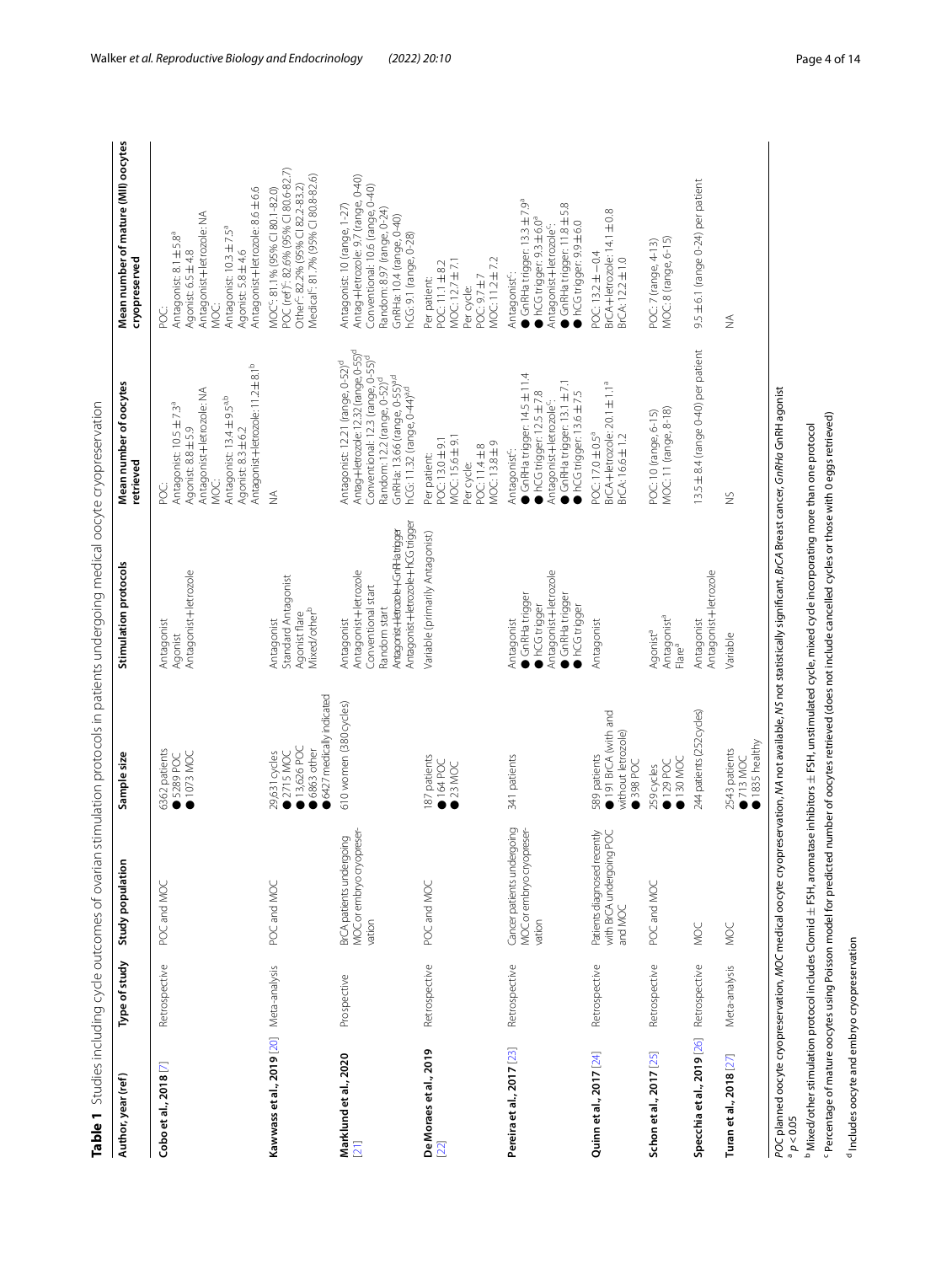**Table 1** Studies including cycle outcomes of ovarian stimulation protocols in patients undergoing medical oocyte cryopreservation

| Author, year (ref) | Type of study | Study population | Sample size | Stimulation protocols | Mean number of oocytes retrieved | Mean number of mature (MII) oocytes cryopreserved |
|---|---|---|---|---|---|---|
| **Cobo et al., 2018** [7] | Retrospective | POC and MOC | 6362 patients<br>● 5289 POC<br>● 1073 MOC | Antagonist<br>Agonist<br>Antagonist+letrozole | POC:<br>Antagonist: 10.5 ± 7.3[a]<br>Agonist: 8.8 ± 5.9<br>Antagonist+letrozole: NA<br>MOC:<br>Antagonist: 13.4 ± 9.5[a,b]<br>Agonist: 8.3 ± 6.2<br>Antagonist+letrozole: 11.2 ± 8.1[b] | POC:<br>Antagonist: 8.1 ± 5.8[a]<br>Agonist: 6.5 ± 4.8<br>Antagonist+letrozole: NA<br>MOC:<br>Antagonist: 10.3 ± 7.5[a]<br>Agonist: 5.8 ± 4.6<br>Antagonist+letrozole: 8.6 ± 6.6 |
| **Kawwass et al., 2019** [20] | Meta-analysis | POC and MOC | 29,631 cycles<br>● 2715 MOC<br>● 13,626 POC<br>● 6863 other<br>● 6427 medically indicated | Antagonist<br>Standard Antagonist<br>Agonist flare<br>Mixed/other[b] | NA | MOC[c]: 81.1% (95% CI 80.1-82.0)<br>POC (ref)[c]: 82.6% (95% CI 80.6-82.7)<br>Other[c]: 82.2% (95% CI 82.2-83.2)<br>Medical[c]: 81.7% (95% CI 80.8-82.6) |
| **Marklund et al., 2020** [21] | Prospective | BrCA patients undergoing MOC or embryo cryopreservation | 610 women (380 cycles) | Antagonist<br>Antagonist+letrozole<br>Conventional start<br>Random start<br>Antagonist+letrozole+GnRHa trigger<br>Antagonist+letrozole+ hCG trigger | Antagonist: 12.21 (range, 0-52)[d]<br>Antag+letrozole: 12.32 (range, 0-55)[d]<br>Conventional: 12.3 (range, 0-55)[d]<br>Random: 12.2 (range, 0-52)[d]<br>GnRHa: 13.66 (range, 0-55)[a,d]<br>hCG: 11.32 (range, 0-44)[a,d] | Antagonist: 10 (range, 1-27)<br>Antag+letrozole: 9.7 (range, 0-40)<br>Conventional: 10.6 (range, 0-40)<br>Random: 8.97 (range, 0-24)<br>GnRHa: 10.4 (range, 0-40)<br>hCG: 9.1 (range, 0-28) |
| **De Moraes et al., 2019** [22] | Retrospective | POC and MOC | 187 patients<br>● 164 POC<br>● 23 MOC | Variable (primarily Antagonist) | Per patient:<br>POC: 13.0 ± 9.1<br>MOC: 15.6 ± 9.1<br>Per cycle:<br>POC: 11.4 ± 8<br>MOC: 13.8 ± 9 | Per patient:<br>POC: 11.1 ± 8.2<br>MOC: 12.7 ± 7.1<br>Per cycle:<br>POC: 9.7 ± 7<br>MOC: 11.2 ± 7.2 |
| **Pereira et al., 2017** [23] | Retrospective | Cancer patients undergoing MOC or embryo cryopreservation | 341 patients | Antagonist<br>● GnRHa trigger<br>● hCG trigger<br>Antagonist+letrozole<br>● GnRHa trigger<br>● hCG trigger | Antagonist[c]:<br>● GnRHa trigger: 14.5 ± 11.4<br>● hCG trigger: 12.5 ± 7.8<br>Antagonist+letrozole[c]:<br>● GnRHa trigger: 13.1 ± 7.1<br>● hCG trigger: 13.6 ± 7.5 | Antagonist[c]:<br>● GnRHa trigger: 13.3 ± 7.9[a]<br>● hCG trigger: 9.3 ± 6.0[a]<br>Antagonist+letrozole[c]:<br>● GnRHa trigger: 11.8 ± 5.8<br>● hCG trigger: 9.9 ± 6.0 |
| **Quinn et al., 2017** [24] | Retrospective | Patients diagnosed recently with BrCA undergoing POC and MOC | 589 patients<br>● 191 BrCA (with and without letrozole)<br>● 398 POC | Antagonist | POC: 17.0 ± 0.5[a]<br>BrCA+letrozole: 20.1 ± 1.1[a]<br>BrCA: 16.6 ± 1.2 | POC: 13.2 ± −0.4<br>BrCA+letrozole: 14.1 ± 0.8<br>BrCA: 12.2 ± 1.0 |
| **Schon et al., 2017** [25] | Retrospective | POC and MOC | 259 cycles<br>● 129 POC<br>● 130 MOC | Agonist[a]<br>Antagonist[a]<br>Flare[a] | POC: 10 (range, 6-15)<br>MOC: 11 (range, 8-18) | POC: 7 (range, 4-13)<br>MOC: 8 (range, 6-15) |
| **Specchia et al., 2019** [26] | Retrospective | MOC | 244 patients (252 cycles) | Antagonist<br>Antagonist+letrozole | 13.5 ± 8.4 (range 0-40) per patient | 9.5 ± 6.1 (range 0-24) per patient |
| **Turan et al., 2018** [27] | Meta-analysis | MOC | 2543 patients<br>● 713 MOC<br>● 1835 healthy | Variable | NS | NA |

*POC* planned oocyte cryopreservation, *MOC* medical oocyte cryopreservation, *NA* not available, *NS* not statistically significant, *BrCA* Breast cancer, *GnRHa* GnRH agonist

[a] $p < 0.05$

[b] Mixed/other stimulation protocol includes Clomid ± FSH, aromatase inhibitors ± FSH, unstimulated cycle, mixed cycle incorporating more than one protocol

[c] Percentage of mature oocytes using Poisson model for predicted number of oocytes retrieved (does not include cancelled cycles or those with 0 eggs retrieved)

[d] Includes oocyte and embryo cryopreservation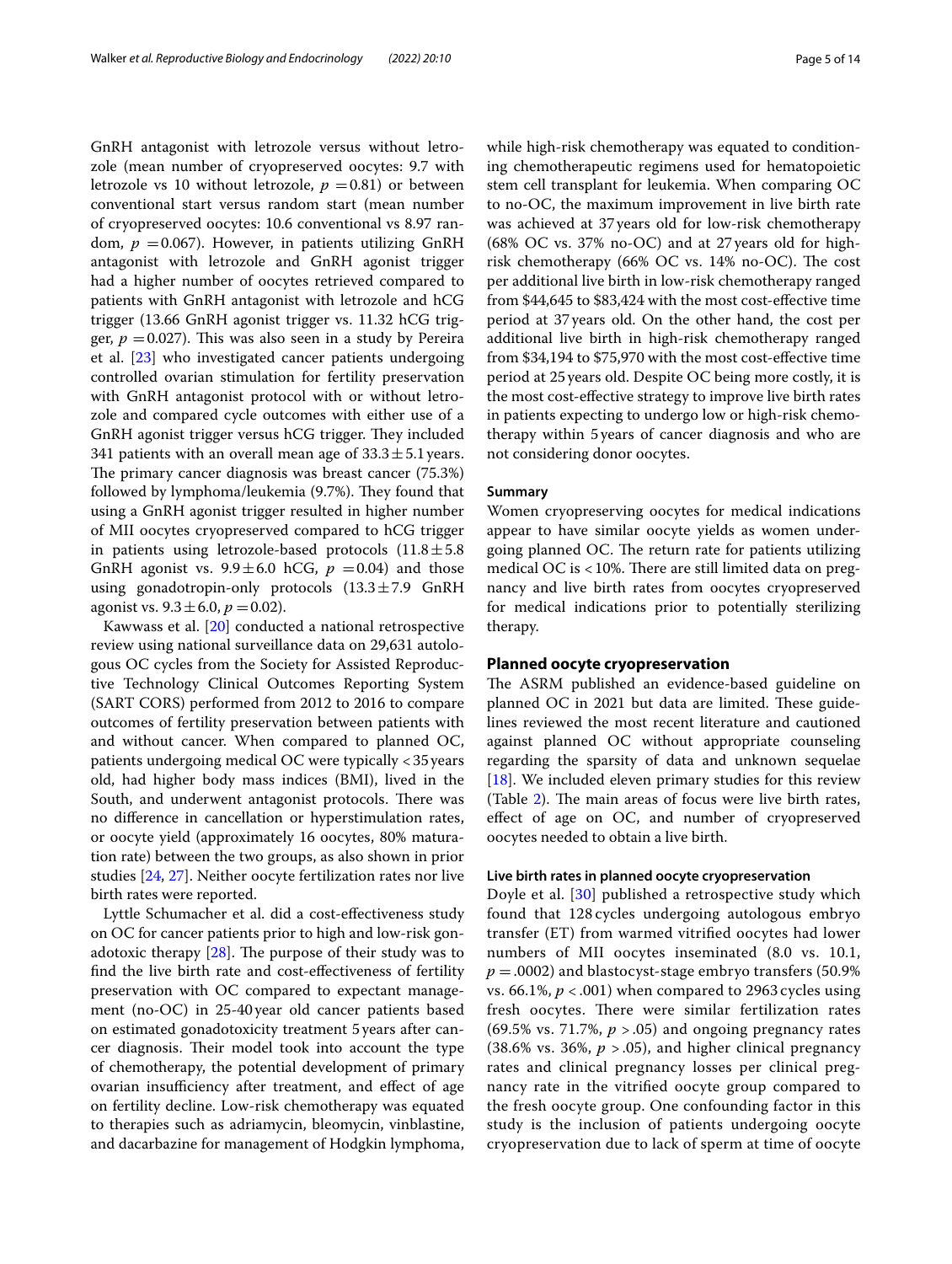GnRH antagonist with letrozole versus without letrozole (mean number of cryopreserved oocytes: 9.7 with letrozole vs 10 without letrozole, $p = 0.81$) or between conventional start versus random start (mean number of cryopreserved oocytes: 10.6 conventional vs 8.97 random, $p = 0.067$). However, in patients utilizing GnRH antagonist with letrozole and GnRH agonist trigger had a higher number of oocytes retrieved compared to patients with GnRH antagonist with letrozole and hCG trigger (13.66 GnRH agonist trigger vs. 11.32 hCG trigger, $p = 0.027$). This was also seen in a study by Pereira et al. [23] who investigated cancer patients undergoing controlled ovarian stimulation for fertility preservation with GnRH antagonist protocol with or without letrozole and compared cycle outcomes with either use of a GnRH agonist trigger versus hCG trigger. They included 341 patients with an overall mean age of $33.3 \pm 5.1$ years. The primary cancer diagnosis was breast cancer (75.3%) followed by lymphoma/leukemia (9.7%). They found that using a GnRH agonist trigger resulted in higher number of MII oocytes cryopreserved compared to hCG trigger in patients using letrozole-based protocols ($11.8 \pm 5.8$ GnRH agonist vs. $9.9 \pm 6.0$ hCG, $p = 0.04$) and those using gonadotropin-only protocols ($13.3 \pm 7.9$ GnRH agonist vs. $9.3 \pm 6.0$, $p = 0.02$).

Kawwass et al. [20] conducted a national retrospective review using national surveillance data on 29,631 autologous OC cycles from the Society for Assisted Reproductive Technology Clinical Outcomes Reporting System (SART CORS) performed from 2012 to 2016 to compare outcomes of fertility preservation between patients with and without cancer. When compared to planned OC, patients undergoing medical OC were typically < 35 years old, had higher body mass indices (BMI), lived in the South, and underwent antagonist protocols. There was no difference in cancellation or hyperstimulation rates, or oocyte yield (approximately 16 oocytes, 80% maturation rate) between the two groups, as also shown in prior studies [24, 27]. Neither oocyte fertilization rates nor live birth rates were reported.

Lyttle Schumacher et al. did a cost-effectiveness study on OC for cancer patients prior to high and low-risk gonadotoxic therapy [28]. The purpose of their study was to find the live birth rate and cost-effectiveness of fertility preservation with OC compared to expectant management (no-OC) in 25-40 year old cancer patients based on estimated gonadotoxicity treatment 5 years after cancer diagnosis. Their model took into account the type of chemotherapy, the potential development of primary ovarian insufficiency after treatment, and effect of age on fertility decline. Low-risk chemotherapy was equated to therapies such as adriamycin, bleomycin, vinblastine, and dacarbazine for management of Hodgkin lymphoma, while high-risk chemotherapy was equated to conditioning chemotherapeutic regimens used for hematopoietic stem cell transplant for leukemia. When comparing OC to no-OC, the maximum improvement in live birth rate was achieved at 37 years old for low-risk chemotherapy (68% OC vs. 37% no-OC) and at 27 years old for high-risk chemotherapy (66% OC vs. 14% no-OC). The cost per additional live birth in low-risk chemotherapy ranged from $44,645 to $83,424 with the most cost-effective time period at 37 years old. On the other hand, the cost per additional live birth in high-risk chemotherapy ranged from $34,194 to $75,970 with the most cost-effective time period at 25 years old. Despite OC being more costly, it is the most cost-effective strategy to improve live birth rates in patients expecting to undergo low or high-risk chemotherapy within 5 years of cancer diagnosis and who are not considering donor oocytes.

#### Summary

Women cryopreserving oocytes for medical indications appear to have similar oocyte yields as women undergoing planned OC. The return rate for patients utilizing medical OC is < 10%. There are still limited data on pregnancy and live birth rates from oocytes cryopreserved for medical indications prior to potentially sterilizing therapy.

### Planned oocyte cryopreservation

The ASRM published an evidence-based guideline on planned OC in 2021 but data are limited. These guidelines reviewed the most recent literature and cautioned against planned OC without appropriate counseling regarding the sparsity of data and unknown sequelae [18]. We included eleven primary studies for this review (Table 2). The main areas of focus were live birth rates, effect of age on OC, and number of cryopreserved oocytes needed to obtain a live birth.

#### Live birth rates in planned oocyte cryopreservation

Doyle et al. [30] published a retrospective study which found that 128 cycles undergoing autologous embryo transfer (ET) from warmed vitrified oocytes had lower numbers of MII oocytes inseminated (8.0 vs. 10.1, $p = .0002$) and blastocyst-stage embryo transfers (50.9% vs. 66.1%, $p < .001$) when compared to 2963 cycles using fresh oocytes. There were similar fertilization rates (69.5% vs. 71.7%, $p > .05$) and ongoing pregnancy rates (38.6% vs. 36%, $p > .05$), and higher clinical pregnancy rates and clinical pregnancy losses per clinical pregnancy rate in the vitrified oocyte group compared to the fresh oocyte group. One confounding factor in this study is the inclusion of patients undergoing oocyte cryopreservation due to lack of sperm at time of oocyte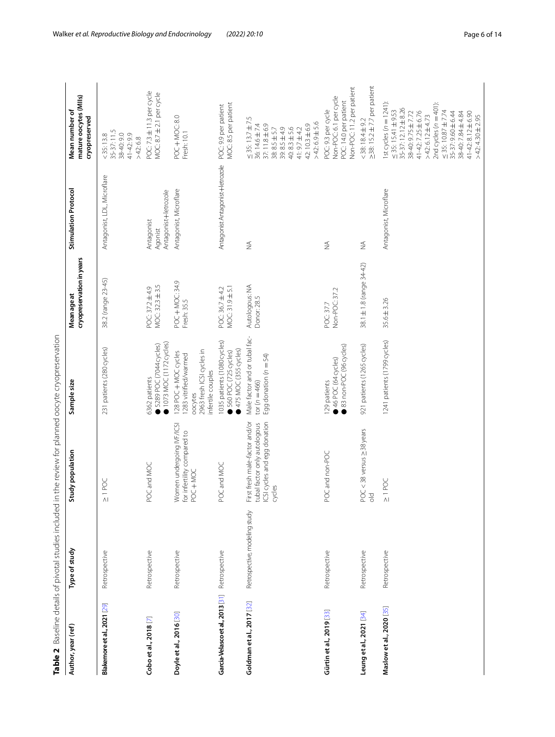**Table 2** Baseline details of pivotal studies included in the review for planned oocyte cryopreservation

| Author, year (ref) | Type of study | Study population | Sample size | Mean age at cryopreservation in years | Stimulation Protocol | Mean number of mature oocytes (MIIs) cryopreserved |
|---|---|---|---|---|---|---|
| **Blakemore et al., 2021 [29]** | Retrospective | ≥ 1 POC | 231 patients (280 cycles) | 38.2 (range 23-45) | Antagonist, LDL, Microflare | < 35: 13.8<br>35-37: 11.5<br>38-40: 9.0<br>41-42: 9.9<br>> 42: 6.8 |
| **Cobo et al., 2018 [7]** | Retrospective | POC and MOC | 6362 patients<br>● 5289 POC (7044 cycles)<br>● 1073 MOC (1172 cycles) | POC: 37.2 ± 4.9<br>MOC: 32.3 ± 3.5 | Antagonist<br>Agonist<br>Antagonist+letrozole | POC: 7.3 ± 11.3 per cycle<br>MOC: 8.7 ± 2.1 per cycle |
| **Doyle et al., 2016 [30]** | Retrospective | Women undergoing IVF/ICSI for infertility compared to POC + MOC | 128 POC + MOC cycles<br>1283 vitrified/warmed oocytes<br>2963 fresh ICSI cycles in infertile couples | POC + MOC: 34.9<br>Fresh: 35.5 | Antagonist, Microflare | POC + MOC: 8.0<br>Fresh: 10.1 |
| **Garcia-Velasco et al., 2013 [31]** | Retrospective | POC and MOC | 1035 patients (1080 cycles)<br>● 560 POC (725 cycles)<br>● 475 MOC (355 cycles) | POC: 36.7 ± 4.2<br>MOC: 31.9 ± 5.1 | Antagonist Antagonist+letrozole | POC: 9.9 per patient<br>MOC: 8.5 per patient |
| **Goldman et al., 2017 [32]** | Retrospective, modeling study | First fresh male-factor and/or tubal factor only autologous ICSI cycles and egg donation cycles | Male factor and or tubal factor (n = 466)<br>Egg donation (n = 54) | Autologous: NA<br>Donor: 28.5 | NA | ≤ 35: 13.7 ± 7.5<br>36: 14.6 ± 7.4<br>37: 11.8 ± 6.9<br>38: 8.5 ± 5.7<br>39: 8.5 ± 4.9<br>40: 8.3 ± 5.6<br>41: 9.7 ± 4.2<br>42: 10.3 ± 6.9<br>> 42: 6.9 ± 5.6 |
| **Gürtin et al., 2019 [33]** | Retrospective | POC and non-POC | 129 patients<br>● 46 POC (64 cycles)<br>● 83 non-POC (96 cycles) | POC: 37.7<br>Non-POC: 37.2 | NA | POC: 9.3 per cycle<br>Non-POC: 6.1 per cycle<br>POC: 14.0 per patient<br>Non-POC: 11.2 per patient |
| **Leung et al., 2021 [34]** | Retrospective | POC < 38 versus ≥ 38 years old | 921 patients (1265 cycles) | 38.1 ± 1.8 (range 34-42) | NA | < 38: 18.4 ± 9.2<br>≥ 38: 15.2 ± 7.7 per patient |
| **Maslow et al., 2020 [35]** | Retrospective | ≥ 1 POC | 1241 patients (1799 cycles) | 35.6 ± 3.26 | Antagonist, Microflare | 1st cycles (n = 1241):<br>≤ 35: 15.41 ± 9.53<br>35-37: 12.12 ± 8.26<br>38-40: 9.75 ± 7.72<br>41-42: 7.25 ± 6.76<br>> 42: 6.12 ± 4.73<br>2nd cycles (n = 401):<br>≤ 35: 10.87 ± 7.74<br>35-37: 9.60 ± 6.44<br>38-40: 7.84 ± 4.84<br>41-42: 8.12 ± 6.90<br>> 42: 4.30 ± 2.95 |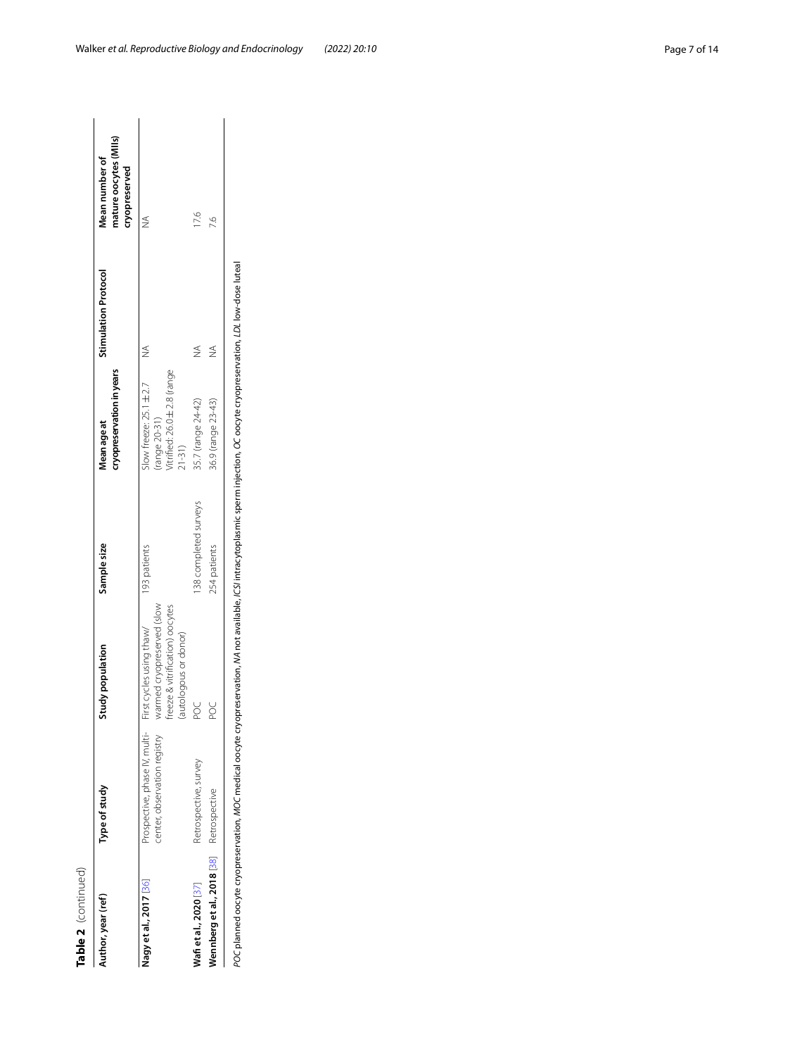**Table 2** (continued)

| Author, year (ref) | Type of study | Study population | Sample size | Mean age at cryopreservation in years | Stimulation Protocol | Mean number of mature oocytes (MIIs) cryopreserved |
|---|---|---|---|---|---|---|
| **Nagy et al., 2017** [36] | Prospective, phase IV, multi-center, observation registry | First cycles using thaw/warmed cryopreserved (slow freeze & vitrification) oocytes (autologous or donor) | 193 patients | Slow freeze: 25.1 ± 2.7 (range 20-31)<br>Vitrified: 26.0 ± 2.8 (range 21-31) | NA | NA |
| **Wafi et al., 2020** [37] | Retrospective, survey | POC | 138 completed surveys | 35.7 (range 24-42) | NA | 17.6 |
| **Wennberg et al., 2018** [38] | Retrospective | POC | 254 patients | 36.9 (range 23-43) | NA | 7.6 |

*POC* planned oocyte cryopreservation, *MOC* medical oocyte cryopreservation, *NA* not available, *ICSI* intracytoplasmic sperm injection, *OC* oocyte cryopreservation, *LDL* low-dose luteal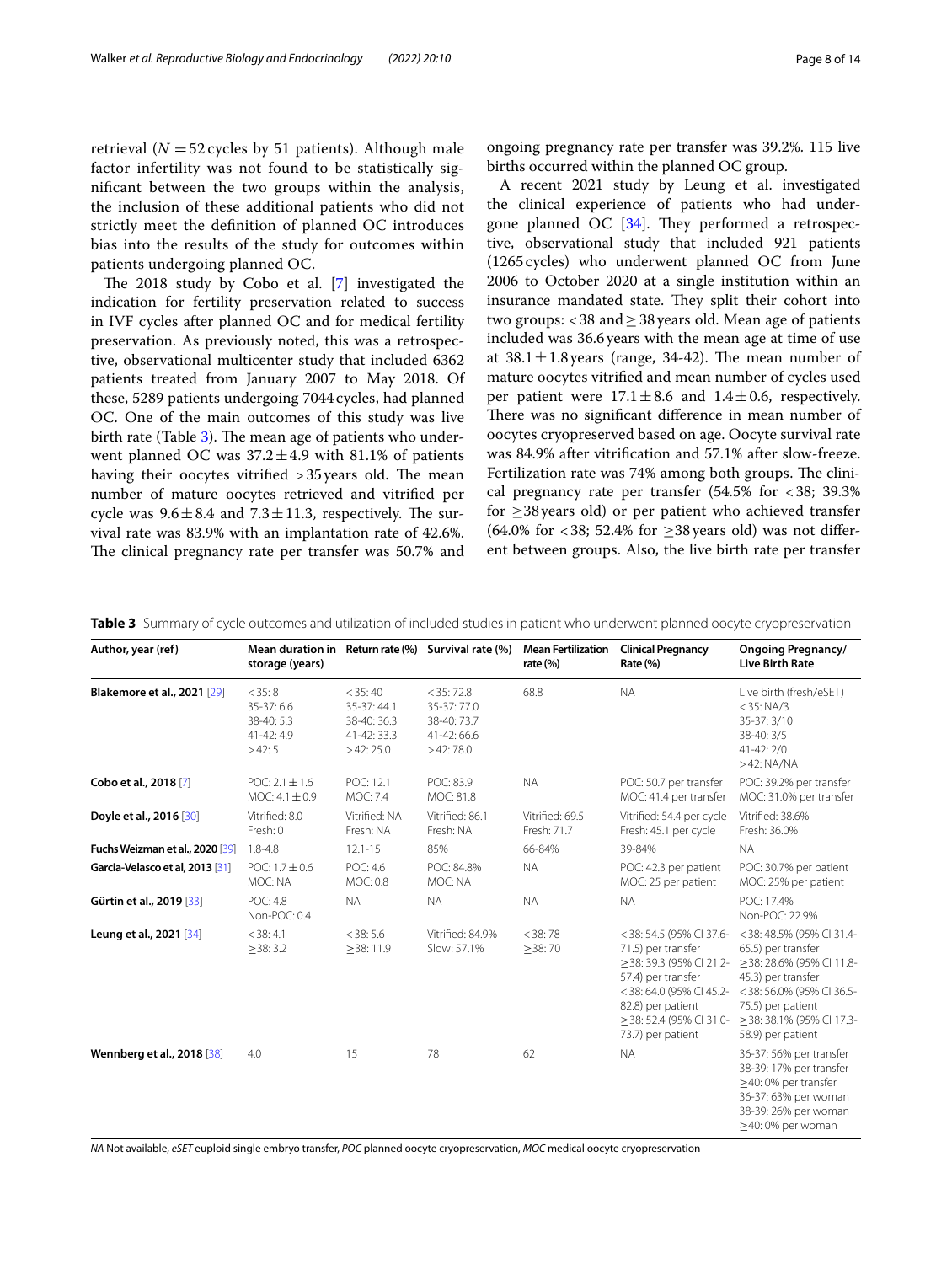retrieval ($N = 52$ cycles by 51 patients). Although male factor infertility was not found to be statistically significant between the two groups within the analysis, the inclusion of these additional patients who did not strictly meet the definition of planned OC introduces bias into the results of the study for outcomes within patients undergoing planned OC.

The 2018 study by Cobo et al. [7] investigated the indication for fertility preservation related to success in IVF cycles after planned OC and for medical fertility preservation. As previously noted, this was a retrospective, observational multicenter study that included 6362 patients treated from January 2007 to May 2018. Of these, 5289 patients undergoing 7044 cycles, had planned OC. One of the main outcomes of this study was live birth rate (Table 3). The mean age of patients who underwent planned OC was $37.2 \pm 4.9$ with 81.1% of patients having their oocytes vitrified >35 years old. The mean number of mature oocytes retrieved and vitrified per cycle was $9.6 \pm 8.4$ and $7.3 \pm 11.3$, respectively. The survival rate was 83.9% with an implantation rate of 42.6%. The clinical pregnancy rate per transfer was 50.7% and ongoing pregnancy rate per transfer was 39.2%. 115 live births occurred within the planned OC group.

A recent 2021 study by Leung et al. investigated the clinical experience of patients who had undergone planned OC [34]. They performed a retrospective, observational study that included 921 patients (1265 cycles) who underwent planned OC from June 2006 to October 2020 at a single institution within an insurance mandated state. They split their cohort into two groups: <38 and ≥38 years old. Mean age of patients included was 36.6 years with the mean age at time of use at $38.1 \pm 1.8$ years (range, 34-42). The mean number of mature oocytes vitrified and mean number of cycles used per patient were $17.1 \pm 8.6$ and $1.4 \pm 0.6$, respectively. There was no significant difference in mean number of oocytes cryopreserved based on age. Oocyte survival rate was 84.9% after vitrification and 57.1% after slow-freeze. Fertilization rate was 74% among both groups. The clinical pregnancy rate per transfer (54.5% for <38; 39.3% for ≥38 years old) or per patient who achieved transfer (64.0% for <38; 52.4% for ≥38 years old) was not different between groups. Also, the live birth rate per transfer

**Table 3** Summary of cycle outcomes and utilization of included studies in patient who underwent planned oocyte cryopreservation

| Author, year (ref) | Mean duration in storage (years) | Return rate (%) | Survival rate (%) | Mean Fertilization rate (%) | Clinical Pregnancy Rate (%) | Ongoing Pregnancy/ Live Birth Rate |
|---|---|---|---|---|---|---|
| **Blakemore et al., 2021** [29] | <35: 8<br>35-37: 6.6<br>38-40: 5.3<br>41-42: 4.9<br>>42: 5 | <35: 40<br>35-37: 44.1<br>38-40: 36.3<br>41-42: 33.3<br>>42: 25.0 | <35: 72.8<br>35-37: 77.0<br>38-40: 73.7<br>41-42: 66.6<br>>42: 78.0 | 68.8 | NA | Live birth (fresh/eSET)<br><35: NA/3<br>35-37: 3/10<br>38-40: 3/5<br>41-42: 2/0<br>>42: NA/NA |
| **Cobo et al., 2018** [7] | POC: $2.1 \pm 1.6$<br>MOC: $4.1 \pm 0.9$ | POC: 12.1<br>MOC: 7.4 | POC: 83.9<br>MOC: 81.8 | NA | POC: 50.7 per transfer<br>MOC: 41.4 per transfer | POC: 39.2% per transfer<br>MOC: 31.0% per transfer |
| **Doyle et al., 2016** [30] | Vitrified: 8.0<br>Fresh: 0 | Vitrified: NA<br>Fresh: NA | Vitrified: 86.1<br>Fresh: NA | Vitrified: 69.5<br>Fresh: 71.7 | Vitrified: 54.4 per cycle<br>Fresh: 45.1 per cycle | Vitrified: 38.6%<br>Fresh: 36.0% |
| **Fuchs Weizman et al., 2020** [39] | 1.8-4.8 | 12.1-15 | 85% | 66-84% | 39-84% | NA |
| **Garcia-Velasco et al, 2013** [31] | POC: $1.7 \pm 0.6$<br>MOC: NA | POC: 4.6<br>MOC: 0.8 | POC: 84.8%<br>MOC: NA | NA | POC: 42.3 per patient<br>MOC: 25 per patient | POC: 30.7% per patient<br>MOC: 25% per patient |
| **Gürtin et al., 2019** [33] | POC: 4.8<br>Non-POC: 0.4 | NA | NA | NA | NA | POC: 17.4%<br>Non-POC: 22.9% |
| **Leung et al., 2021** [34] | <38: 4.1<br>≥38: 3.2 | <38: 5.6<br>≥38: 11.9 | Vitrified: 84.9%<br>Slow: 57.1% | <38: 78<br>≥38: 70 | <38: 54.5 (95% CI 37.6-71.5) per transfer<br>≥38: 39.3 (95% CI 21.2-57.4) per transfer<br><38: 64.0 (95% CI 45.2-82.8) per patient<br>≥38: 52.4 (95% CI 31.0-73.7) per patient | <38: 48.5% (95% CI 31.4-65.5) per transfer<br>≥38: 28.6% (95% CI 11.8-45.3) per transfer<br><38: 56.0% (95% CI 36.5-75.5) per patient<br>≥38: 38.1% (95% CI 17.3-58.9) per patient |
| **Wennberg et al., 2018** [38] | 4.0 | 15 | 78 | 62 | NA | 36-37: 56% per transfer<br>38-39: 17% per transfer<br>≥40: 0% per transfer<br>36-37: 63% per woman<br>38-39: 26% per woman<br>≥40: 0% per woman |

*NA* Not available, *eSET* euploid single embryo transfer, *POC* planned oocyte cryopreservation, *MOC* medical oocyte cryopreservation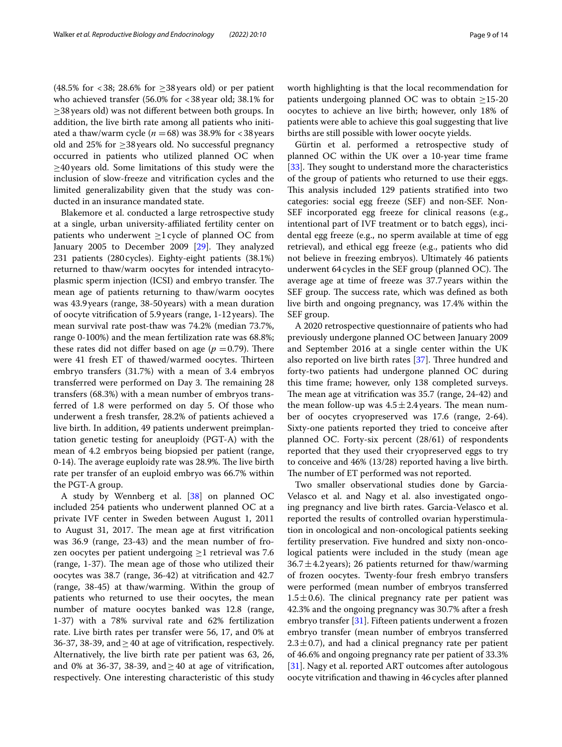(48.5% for <38; 28.6% for ≥38 years old) or per patient who achieved transfer (56.0% for <38 year old; 38.1% for ≥38 years old) was not different between both groups. In addition, the live birth rate among all patients who initiated a thaw/warm cycle ($n = 68$) was 38.9% for <38 years old and 25% for ≥38 years old. No successful pregnancy occurred in patients who utilized planned OC when ≥40 years old. Some limitations of this study were the inclusion of slow-freeze and vitrification cycles and the limited generalizability given that the study was conducted in an insurance mandated state.

Blakemore et al. conducted a large retrospective study at a single, urban university-affiliated fertility center on patients who underwent ≥1 cycle of planned OC from January 2005 to December 2009 [29]. They analyzed 231 patients (280 cycles). Eighty-eight patients (38.1%) returned to thaw/warm oocytes for intended intracytoplasmic sperm injection (ICSI) and embryo transfer. The mean age of patients returning to thaw/warm oocytes was 43.9 years (range, 38-50 years) with a mean duration of oocyte vitrification of 5.9 years (range, 1-12 years). The mean survival rate post-thaw was 74.2% (median 73.7%, range 0-100%) and the mean fertilization rate was 68.8%; these rates did not differ based on age ($p = 0.79$). There were 41 fresh ET of thawed/warmed oocytes. Thirteen embryo transfers (31.7%) with a mean of 3.4 embryos transferred were performed on Day 3. The remaining 28 transfers (68.3%) with a mean number of embryos transferred of 1.8 were performed on day 5. Of those who underwent a fresh transfer, 28.2% of patients achieved a live birth. In addition, 49 patients underwent preimplantation genetic testing for aneuploidy (PGT-A) with the mean of 4.2 embryos being biopsied per patient (range, 0-14). The average euploidy rate was 28.9%. The live birth rate per transfer of an euploid embryo was 66.7% within the PGT-A group.

A study by Wennberg et al. [38] on planned OC included 254 patients who underwent planned OC at a private IVF center in Sweden between August 1, 2011 to August 31, 2017. The mean age at first vitrification was 36.9 (range, 23-43) and the mean number of frozen oocytes per patient undergoing ≥1 retrieval was 7.6 (range, 1-37). The mean age of those who utilized their oocytes was 38.7 (range, 36-42) at vitrification and 42.7 (range, 38-45) at thaw/warming. Within the group of patients who returned to use their oocytes, the mean number of mature oocytes banked was 12.8 (range, 1-37) with a 78% survival rate and 62% fertilization rate. Live birth rates per transfer were 56, 17, and 0% at 36-37, 38-39, and ≥40 at age of vitrification, respectively. Alternatively, the live birth rate per patient was 63, 26, and 0% at 36-37, 38-39, and ≥40 at age of vitrification, respectively. One interesting characteristic of this study worth highlighting is that the local recommendation for patients undergoing planned OC was to obtain ≥15-20 oocytes to achieve an live birth; however, only 18% of patients were able to achieve this goal suggesting that live births are still possible with lower oocyte yields.

Gürtin et al. performed a retrospective study of planned OC within the UK over a 10-year time frame [33]. They sought to understand more the characteristics of the group of patients who returned to use their eggs. This analysis included 129 patients stratified into two categories: social egg freeze (SEF) and non-SEF. Non-SEF incorporated egg freeze for clinical reasons (e.g., intentional part of IVF treatment or to batch eggs), incidental egg freeze (e.g., no sperm available at time of egg retrieval), and ethical egg freeze (e.g., patients who did not believe in freezing embryos). Ultimately 46 patients underwent 64 cycles in the SEF group (planned OC). The average age at time of freeze was 37.7 years within the SEF group. The success rate, which was defined as both live birth and ongoing pregnancy, was 17.4% within the SEF group.

A 2020 retrospective questionnaire of patients who had previously undergone planned OC between January 2009 and September 2016 at a single center within the UK also reported on live birth rates [37]. Three hundred and forty-two patients had undergone planned OC during this time frame; however, only 138 completed surveys. The mean age at vitrification was 35.7 (range, 24-42) and the mean follow-up was $4.5 \pm 2.4$ years. The mean number of oocytes cryopreserved was 17.6 (range, 2-64). Sixty-one patients reported they tried to conceive after planned OC. Forty-six percent (28/61) of respondents reported that they used their cryopreserved eggs to try to conceive and 46% (13/28) reported having a live birth. The number of ET performed was not reported.

Two smaller observational studies done by Garcia-Velasco et al. and Nagy et al. also investigated ongoing pregnancy and live birth rates. Garcia-Velasco et al. reported the results of controlled ovarian hyperstimulation in oncological and non-oncological patients seeking fertility preservation. Five hundred and sixty non-oncological patients were included in the study (mean age $36.7 \pm 4.2$ years); 26 patients returned for thaw/warming of frozen oocytes. Twenty-four fresh embryo transfers were performed (mean number of embryos transferred $1.5 \pm 0.6$). The clinical pregnancy rate per patient was 42.3% and the ongoing pregnancy was 30.7% after a fresh embryo transfer [31]. Fifteen patients underwent a frozen embryo transfer (mean number of embryos transferred $2.3 \pm 0.7$), and had a clinical pregnancy rate per patient of 46.6% and ongoing pregnancy rate per patient of 33.3% [31]. Nagy et al. reported ART outcomes after autologous oocyte vitrification and thawing in 46 cycles after planned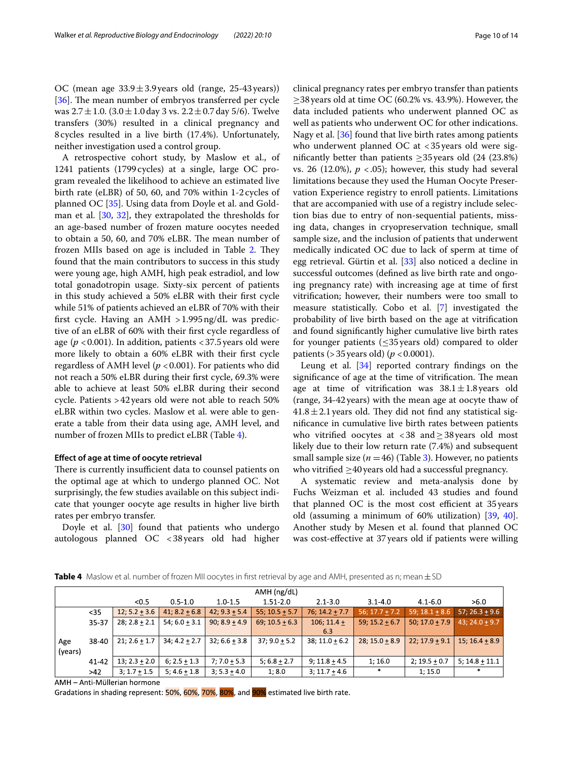OC (mean age 33.9 ± 3.9 years old (range, 25-43 years)) [36]. The mean number of embryos transferred per cycle was 2.7 ± 1.0. (3.0 ± 1.0 day 3 vs. 2.2 ± 0.7 day 5/6). Twelve transfers (30%) resulted in a clinical pregnancy and 8 cycles resulted in a live birth (17.4%). Unfortunately, neither investigation used a control group.

A retrospective cohort study, by Maslow et al., of 1241 patients (1799 cycles) at a single, large OC program revealed the likelihood to achieve an estimated live birth rate (eLBR) of 50, 60, and 70% within 1-2 cycles of planned OC [35]. Using data from Doyle et al. and Goldman et al. [30, 32], they extrapolated the thresholds for an age-based number of frozen mature oocytes needed to obtain a 50, 60, and 70% eLBR. The mean number of frozen MIIs based on age is included in Table 2. They found that the main contributors to success in this study were young age, high AMH, high peak estradiol, and low total gonadotropin usage. Sixty-six percent of patients in this study achieved a 50% eLBR with their first cycle while 51% of patients achieved an eLBR of 70% with their first cycle. Having an AMH > 1.995 ng/dL was predictive of an eLBR of 60% with their first cycle regardless of age ($p < 0.001$). In addition, patients < 37.5 years old were more likely to obtain a 60% eLBR with their first cycle regardless of AMH level ($p < 0.001$). For patients who did not reach a 50% eLBR during their first cycle, 69.3% were able to achieve at least 50% eLBR during their second cycle. Patients > 42 years old were not able to reach 50% eLBR within two cycles. Maslow et al. were able to generate a table from their data using age, AMH level, and number of frozen MIIs to predict eLBR (Table 4).

#### Effect of age at time of oocyte retrieval

There is currently insufficient data to counsel patients on the optimal age at which to undergo planned OC. Not surprisingly, the few studies available on this subject indicate that younger oocyte age results in higher live birth rates per embryo transfer.

Doyle et al. [30] found that patients who undergo autologous planned OC < 38 years old had higher clinical pregnancy rates per embryo transfer than patients ≥ 38 years old at time OC (60.2% vs. 43.9%). However, the data included patients who underwent planned OC as well as patients who underwent OC for other indications. Nagy et al. [36] found that live birth rates among patients who underwent planned OC at < 35 years old were significantly better than patients ≥ 35 years old (24 (23.8%) vs. 26 (12.0%), $p < .05$); however, this study had several limitations because they used the Human Oocyte Preservation Experience registry to enroll patients. Limitations that are accompanied with use of a registry include selection bias due to entry of non-sequential patients, missing data, changes in cryopreservation technique, small sample size, and the inclusion of patients that underwent medically indicated OC due to lack of sperm at time of egg retrieval. Gürtin et al. [33] also noticed a decline in successful outcomes (defined as live birth rate and ongoing pregnancy rate) with increasing age at time of first vitrification; however, their numbers were too small to measure statistically. Cobo et al. [7] investigated the probability of live birth based on the age at vitrification and found significantly higher cumulative live birth rates for younger patients (≤ 35 years old) compared to older patients (> 35 years old) ($p < 0.0001$).

Leung et al. [34] reported contrary findings on the significance of age at the time of vitrification. The mean age at time of vitrification was 38.1 ± 1.8 years old (range, 34-42 years) with the mean age at oocyte thaw of 41.8 ± 2.1 years old. They did not find any statistical significance in cumulative live birth rates between patients who vitrified oocytes at < 38 and ≥ 38 years old most likely due to their low return rate (7.4%) and subsequent small sample size ($n = 46$) (Table 3). However, no patients who vitrified ≥ 40 years old had a successful pregnancy.

A systematic review and meta-analysis done by Fuchs Weizman et al. included 43 studies and found that planned OC is the most cost efficient at 35 years old (assuming a minimum of 60% utilization) [39, 40]. Another study by Mesen et al. found that planned OC was cost-effective at 37 years old if patients were willing

**Table 4** Maslow et al. number of frozen MII oocytes in first retrieval by age and AMH, presented as n; mean ± SD

| | | AMH (ng/dL) | | | | | | | |
|---|---|---|---|---|---|---|---|---|---|
| | | <0.5 | 0.5-1.0 | 1.0-1.5 | 1.51-2.0 | 2.1-3.0 | 3.1-4.0 | 4.1-6.0 | >6.0 |
| Age (years) | <35 | 12; 5.2 ± 3.6 | 41; 8.2 ± 6.8 | 42; 9.3 ± 5.4 | 55; 10.5 ± 5.7 | 76; 14.2 ± 7.7 | 56; 17.7 ± 7.2 | 59; 18.1 ± 8.6 | 57; 26.3 ± 9.6 |
| | 35-37 | 28; 2.8 ± 2.1 | 54; 6.0 ± 3.1 | 90; 8.9 ± 4.9 | 69; 10.5 ± 6.3 | 106; 11.4 ± 6.3 | 59; 15.2 ± 6.7 | 50; 17.0 ± 7.9 | 43; 24.0 ± 9.7 |
| | 38-40 | 21; 2.6 ± 1.7 | 34; 4.2 ± 2.7 | 32; 6.6 ± 3.8 | 37; 9.0 ± 5.2 | 38; 11.0 ± 6.2 | 28; 15.0 ± 8.9 | 22; 17.9 ± 9.1 | 15; 16.4 ± 8.9 |
| | 41-42 | 13; 2.3 ± 2.0 | 6; 2.5 ± 1.3 | 7; 7.0 ± 5.3 | 5; 6.8 ± 2.7 | 9; 11.8 ± 4.5 | 1; 16.0 | 2; 19.5 ± 0.7 | 5; 14.8 ± 11.1 |
| | >42 | 3; 1.7 ± 1.5 | 5; 4.6 ± 1.8 | 3; 5.3 ± 4.0 | 1; 8.0 | 3; 11.7 ± 4.6 | * | 1; 15.0 | * |

AMH – Anti-Müllerian hormone

Gradations in shading represent: 50%, 60%, 70%, 80%, and 90% estimated live birth rate.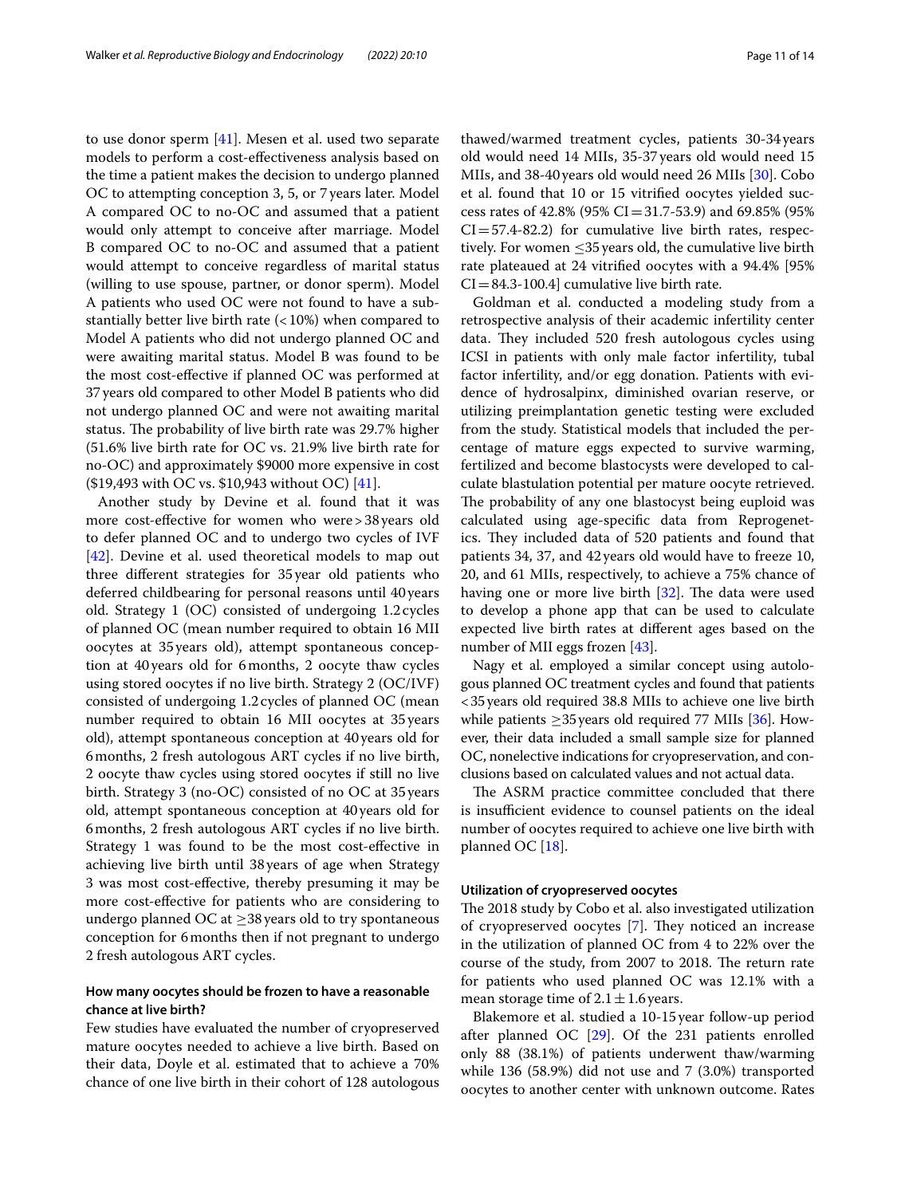to use donor sperm [41]. Mesen et al. used two separate models to perform a cost-effectiveness analysis based on the time a patient makes the decision to undergo planned OC to attempting conception 3, 5, or 7 years later. Model A compared OC to no-OC and assumed that a patient would only attempt to conceive after marriage. Model B compared OC to no-OC and assumed that a patient would attempt to conceive regardless of marital status (willing to use spouse, partner, or donor sperm). Model A patients who used OC were not found to have a substantially better live birth rate (<10%) when compared to Model A patients who did not undergo planned OC and were awaiting marital status. Model B was found to be the most cost-effective if planned OC was performed at 37 years old compared to other Model B patients who did not undergo planned OC and were not awaiting marital status. The probability of live birth rate was 29.7% higher (51.6% live birth rate for OC vs. 21.9% live birth rate for no-OC) and approximately $9000 more expensive in cost ($19,493 with OC vs. $10,943 without OC) [41].

Another study by Devine et al. found that it was more cost-effective for women who were > 38 years old to defer planned OC and to undergo two cycles of IVF [42]. Devine et al. used theoretical models to map out three different strategies for 35 year old patients who deferred childbearing for personal reasons until 40 years old. Strategy 1 (OC) consisted of undergoing 1.2 cycles of planned OC (mean number required to obtain 16 MII oocytes at 35 years old), attempt spontaneous conception at 40 years old for 6 months, 2 oocyte thaw cycles using stored oocytes if no live birth. Strategy 2 (OC/IVF) consisted of undergoing 1.2 cycles of planned OC (mean number required to obtain 16 MII oocytes at 35 years old), attempt spontaneous conception at 40 years old for 6 months, 2 fresh autologous ART cycles if no live birth, 2 oocyte thaw cycles using stored oocytes if still no live birth. Strategy 3 (no-OC) consisted of no OC at 35 years old, attempt spontaneous conception at 40 years old for 6 months, 2 fresh autologous ART cycles if no live birth. Strategy 1 was found to be the most cost-effective in achieving live birth until 38 years of age when Strategy 3 was most cost-effective, thereby presuming it may be more cost-effective for patients who are considering to undergo planned OC at ≥38 years old to try spontaneous conception for 6 months then if not pregnant to undergo 2 fresh autologous ART cycles.

### How many oocytes should be frozen to have a reasonable chance at live birth?

Few studies have evaluated the number of cryopreserved mature oocytes needed to achieve a live birth. Based on their data, Doyle et al. estimated that to achieve a 70% chance of one live birth in their cohort of 128 autologous thawed/warmed treatment cycles, patients 30-34 years old would need 14 MIIs, 35-37 years old would need 15 MIIs, and 38-40 years old would need 26 MIIs [30]. Cobo et al. found that 10 or 15 vitrified oocytes yielded success rates of 42.8% (95% CI = 31.7-53.9) and 69.85% (95% CI = 57.4-82.2) for cumulative live birth rates, respectively. For women ≤35 years old, the cumulative live birth rate plateaued at 24 vitrified oocytes with a 94.4% [95% CI = 84.3-100.4] cumulative live birth rate.

Goldman et al. conducted a modeling study from a retrospective analysis of their academic infertility center data. They included 520 fresh autologous cycles using ICSI in patients with only male factor infertility, tubal factor infertility, and/or egg donation. Patients with evidence of hydrosalpinx, diminished ovarian reserve, or utilizing preimplantation genetic testing were excluded from the study. Statistical models that included the percentage of mature eggs expected to survive warming, fertilized and become blastocysts were developed to calculate blastulation potential per mature oocyte retrieved. The probability of any one blastocyst being euploid was calculated using age-specific data from Reprogenetics. They included data of 520 patients and found that patients 34, 37, and 42 years old would have to freeze 10, 20, and 61 MIIs, respectively, to achieve a 75% chance of having one or more live birth [32]. The data were used to develop a phone app that can be used to calculate expected live birth rates at different ages based on the number of MII eggs frozen [43].

Nagy et al. employed a similar concept using autologous planned OC treatment cycles and found that patients <35 years old required 38.8 MIIs to achieve one live birth while patients ≥35 years old required 77 MIIs [36]. However, their data included a small sample size for planned OC, nonelective indications for cryopreservation, and conclusions based on calculated values and not actual data.

The ASRM practice committee concluded that there is insufficient evidence to counsel patients on the ideal number of oocytes required to achieve one live birth with planned OC [18].

### Utilization of cryopreserved oocytes

The 2018 study by Cobo et al. also investigated utilization of cryopreserved oocytes [7]. They noticed an increase in the utilization of planned OC from 4 to 22% over the course of the study, from 2007 to 2018. The return rate for patients who used planned OC was 12.1% with a mean storage time of 2.1 ± 1.6 years.

Blakemore et al. studied a 10-15 year follow-up period after planned OC [29]. Of the 231 patients enrolled only 88 (38.1%) of patients underwent thaw/warming while 136 (58.9%) did not use and 7 (3.0%) transported oocytes to another center with unknown outcome. Rates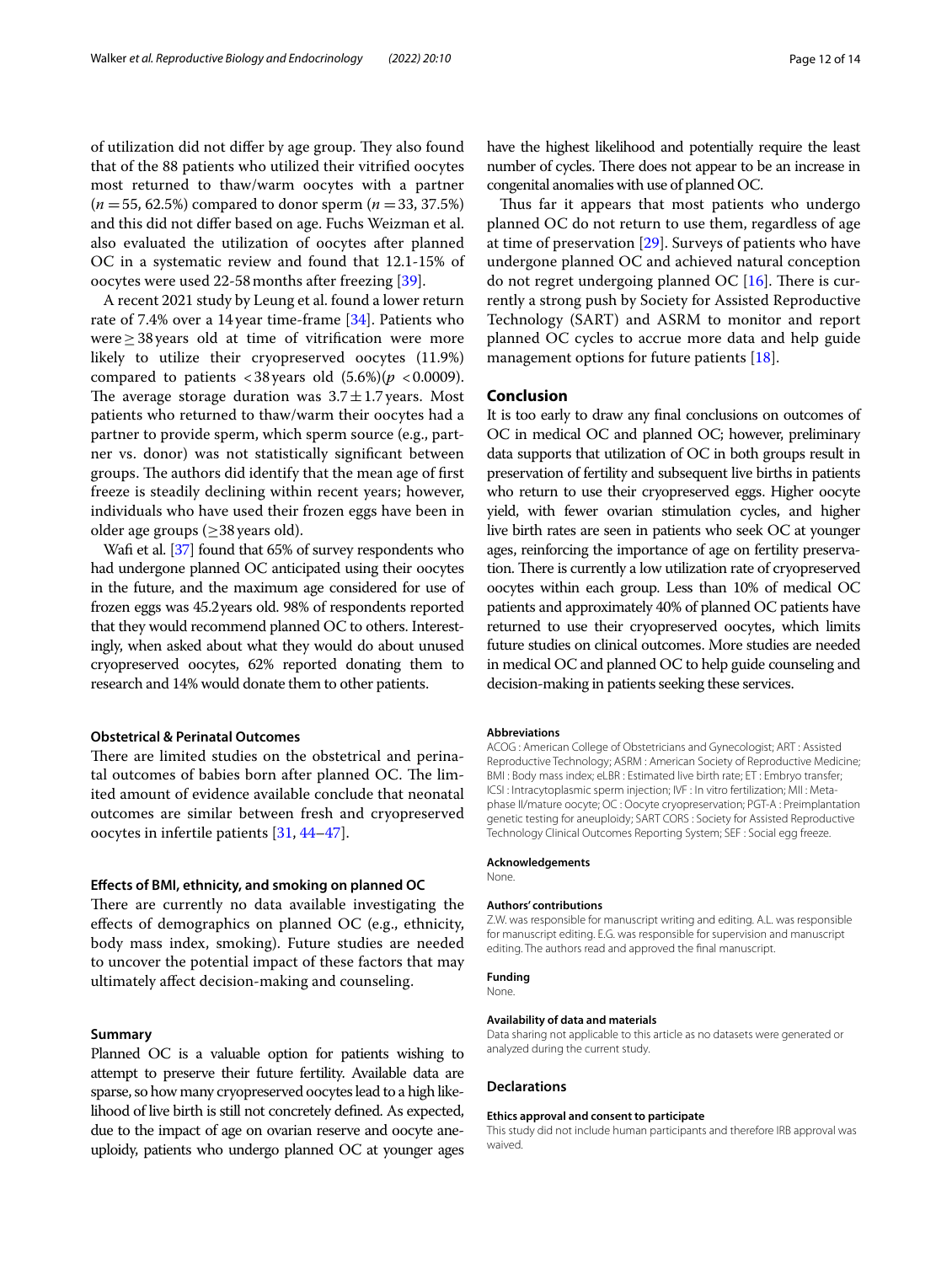of utilization did not differ by age group. They also found that of the 88 patients who utilized their vitrified oocytes most returned to thaw/warm oocytes with a partner ($n = 55$, 62.5%) compared to donor sperm ($n = 33$, 37.5%) and this did not differ based on age. Fuchs Weizman et al. also evaluated the utilization of oocytes after planned OC in a systematic review and found that 12.1-15% of oocytes were used 22-58 months after freezing [39].

A recent 2021 study by Leung et al. found a lower return rate of 7.4% over a 14 year time-frame [34]. Patients who were ≥ 38 years old at time of vitrification were more likely to utilize their cryopreserved oocytes (11.9%) compared to patients < 38 years old (5.6%)($p < 0.0009$). The average storage duration was $3.7 \pm 1.7$ years. Most patients who returned to thaw/warm their oocytes had a partner to provide sperm, which sperm source (e.g., partner vs. donor) was not statistically significant between groups. The authors did identify that the mean age of first freeze is steadily declining within recent years; however, individuals who have used their frozen eggs have been in older age groups (≥38 years old).

Wafi et al. [37] found that 65% of survey respondents who had undergone planned OC anticipated using their oocytes in the future, and the maximum age considered for use of frozen eggs was 45.2 years old. 98% of respondents reported that they would recommend planned OC to others. Interestingly, when asked about what they would do about unused cryopreserved oocytes, 62% reported donating them to research and 14% would donate them to other patients.

### Obstetrical & Perinatal Outcomes

There are limited studies on the obstetrical and perinatal outcomes of babies born after planned OC. The limited amount of evidence available conclude that neonatal outcomes are similar between fresh and cryopreserved oocytes in infertile patients [31, 44–47].

### Effects of BMI, ethnicity, and smoking on planned OC

There are currently no data available investigating the effects of demographics on planned OC (e.g., ethnicity, body mass index, smoking). Future studies are needed to uncover the potential impact of these factors that may ultimately affect decision-making and counseling.

### Summary

Planned OC is a valuable option for patients wishing to attempt to preserve their future fertility. Available data are sparse, so how many cryopreserved oocytes lead to a high likelihood of live birth is still not concretely defined. As expected, due to the impact of age on ovarian reserve and oocyte aneuploidy, patients who undergo planned OC at younger ages have the highest likelihood and potentially require the least number of cycles. There does not appear to be an increase in congenital anomalies with use of planned OC.

Thus far it appears that most patients who undergo planned OC do not return to use them, regardless of age at time of preservation [29]. Surveys of patients who have undergone planned OC and achieved natural conception do not regret undergoing planned OC [16]. There is currently a strong push by Society for Assisted Reproductive Technology (SART) and ASRM to monitor and report planned OC cycles to accrue more data and help guide management options for future patients [18].

## Conclusion

It is too early to draw any final conclusions on outcomes of OC in medical OC and planned OC; however, preliminary data supports that utilization of OC in both groups result in preservation of fertility and subsequent live births in patients who return to use their cryopreserved eggs. Higher oocyte yield, with fewer ovarian stimulation cycles, and higher live birth rates are seen in patients who seek OC at younger ages, reinforcing the importance of age on fertility preservation. There is currently a low utilization rate of cryopreserved oocytes within each group. Less than 10% of medical OC patients and approximately 40% of planned OC patients have returned to use their cryopreserved oocytes, which limits future studies on clinical outcomes. More studies are needed in medical OC and planned OC to help guide counseling and decision-making in patients seeking these services.

#### Abbreviations

ACOG : American College of Obstetricians and Gynecologist; ART : Assisted Reproductive Technology; ASRM : American Society of Reproductive Medicine; BMI : Body mass index; eLBR : Estimated live birth rate; ET : Embryo transfer; ICSI : Intracytoplasmic sperm injection; IVF : In vitro fertilization; MII : Metaphase II/mature oocyte; OC : Oocyte cryopreservation; PGT-A : Preimplantation genetic testing for aneuploidy; SART CORS : Society for Assisted Reproductive Technology Clinical Outcomes Reporting System; SEF : Social egg freeze.

#### Acknowledgements

None.

#### Authors' contributions

Z.W. was responsible for manuscript writing and editing. A.L. was responsible for manuscript editing. E.G. was responsible for supervision and manuscript editing. The authors read and approved the final manuscript.

#### Funding

None.

#### Availability of data and materials

Data sharing not applicable to this article as no datasets were generated or analyzed during the current study.

## Declarations

#### Ethics approval and consent to participate

This study did not include human participants and therefore IRB approval was waived.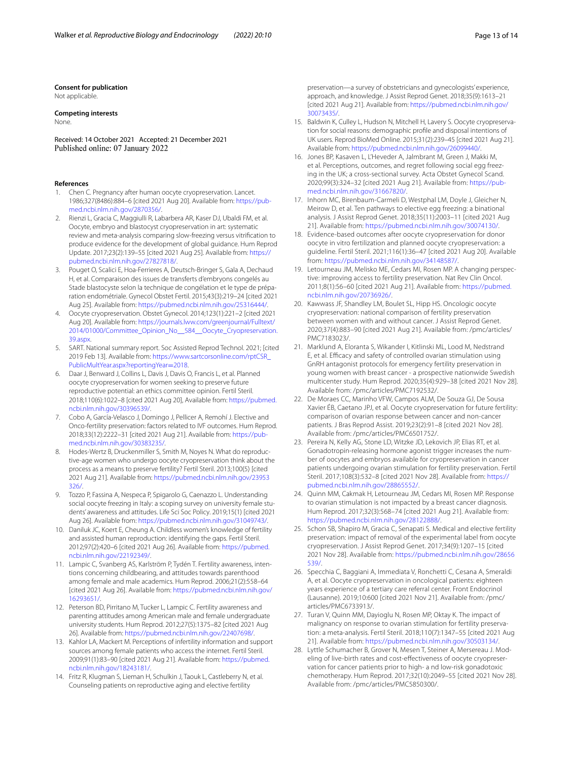**Consent for publication**

Not applicable.

**Competing interests**

None.

Received: 14 October 2021 Accepted: 21 December 2021
Published online: 07 January 2022

**References**

1. Chen C. Pregnancy after human oocyte cryopreservation. Lancet. 1986;327(8486):884–6 [cited 2021 Aug 20]. Available from: https://pubmed.ncbi.nlm.nih.gov/2870356/.
2. Rienzi L, Gracia C, Maggiulli R, Labarbera AR, Kaser DJ, Ubaldi FM, et al. Oocyte, embryo and blastocyst cryopreservation in art: systematic review and meta-analysis comparing slow-freezing versus vitrification to produce evidence for the development of global guidance. Hum Reprod Update. 2017;23(2):139–55 [cited 2021 Aug 25]. Available from: https://pubmed.ncbi.nlm.nih.gov/27827818/.
3. Pouget O, Scalici E, Hoa-Ferrieres A, Deutsch-Bringer S, Gala A, Dechaud H, et al. Comparaison des issues de transferts d'embryons congelés au Stade blastocyste selon la technique de congélation et le type de préparation endométriale. Gynecol Obstet Fertil. 2015;43(3):219–24 [cited 2021 Aug 25]. Available from: https://pubmed.ncbi.nlm.nih.gov/25316444/.
4. Oocyte cryopreservation. Obstet Gynecol. 2014;123(1):221–2 [cited 2021 Aug 20]. Available from: https://journals.lww.com/greenjournal/Fulltext/2014/01000/Committee_Opinion_No__584__Oocyte_Cryopreservation.39.aspx.
5. SART. National summary report. Soc Assisted Reprod Technol. 2021; [cited 2019 Feb 13]. Available from: https://www.sartcorsonline.com/rptCSR_PublicMultYear.aspx?reportingYear=2018.
6. Daar J, Benward J, Collins L, Davis J, Davis O, Francis L, et al. Planned oocyte cryopreservation for women seeking to preserve future reproductive potential: an ethics committee opinion. Fertil Steril. 2018;110(6):1022–8 [cited 2021 Aug 20], Available from: https://pubmed.ncbi.nlm.nih.gov/30396539/.
7. Cobo A, García-Velasco J, Domingo J, Pellicer A, Remohí J. Elective and Onco-fertility preservation: factors related to IVF outcomes. Hum Reprod. 2018;33(12):2222–31 [cited 2021 Aug 21]. Available from: https://pubmed.ncbi.nlm.nih.gov/30383235/.
8. Hodes-Wertz B, Druckenmiller S, Smith M, Noyes N. What do reproductive-age women who undergo oocyte cryopreservation think about the process as a means to preserve fertility? Fertil Steril. 2013;100(5) [cited 2021 Aug 21]. Available from: https://pubmed.ncbi.nlm.nih.gov/23953326/.
9. Tozzo P, Fassina A, Nespeca P, Spigarolo G, Caenazzo L. Understanding social oocyte freezing in Italy: a scoping survey on university female students' awareness and attitudes. Life Sci Soc Policy. 2019;15(1) [cited 2021 Aug 26]. Available from: https://pubmed.ncbi.nlm.nih.gov/31049743/.
10. Daniluk JC, Koert E, Cheung A. Childless women's knowledge of fertility and assisted human reproduction: identifying the gaps. Fertil Steril. 2012;97(2):420–6 [cited 2021 Aug 26]. Available from: https://pubmed.ncbi.nlm.nih.gov/22192349/.
11. Lampic C, Svanberg AS, Karlström P, Tydén T. Fertility awareness, intentions concerning childbearing, and attitudes towards parenthood among female and male academics. Hum Reprod. 2006;21(2):558–64 [cited 2021 Aug 26]. Available from: https://pubmed.ncbi.nlm.nih.gov/16293651/.
12. Peterson BD, Pirritano M, Tucker L, Lampic C. Fertility awareness and parenting attitudes among American male and female undergraduate university students. Hum Reprod. 2012;27(5):1375–82 [cited 2021 Aug 26]. Available from: https://pubmed.ncbi.nlm.nih.gov/22407698/.
13. Kahlor LA, Mackert M. Perceptions of infertility information and support sources among female patients who access the internet. Fertil Steril. 2009;91(1):83–90 [cited 2021 Aug 21]. Available from: https://pubmed.ncbi.nlm.nih.gov/18243181/.
14. Fritz R, Klugman S, Lieman H, Schulkin J, Taouk L, Castleberry N, et al. Counseling patients on reproductive aging and elective fertility preservation—a survey of obstetricians and gynecologists' experience, approach, and knowledge. J Assist Reprod Genet. 2018;35(9):1613–21 [cited 2021 Aug 21]. Available from: https://pubmed.ncbi.nlm.nih.gov/30073435/.
15. Baldwin K, Culley L, Hudson N, Mitchell H, Lavery S. Oocyte cryopreservation for social reasons: demographic profile and disposal intentions of UK users. Reprod BioMed Online. 2015;31(2):239–45 [cited 2021 Aug 21]. Available from: https://pubmed.ncbi.nlm.nih.gov/26099440/.
16. Jones BP, Kasaven L, L'Heveder A, Jalmbrant M, Green J, Makki M, et al. Perceptions, outcomes, and regret following social egg freezing in the UK; a cross-sectional survey. Acta Obstet Gynecol Scand. 2020;99(3):324–32 [cited 2021 Aug 21]. Available from: https://pubmed.ncbi.nlm.nih.gov/31667820/.
17. Inhorn MC, Birenbaum-Carmeli D, Westphal LM, Doyle J, Gleicher N, Meirow D, et al. Ten pathways to elective egg freezing: a binational analysis. J Assist Reprod Genet. 2018;35(11):2003–11 [cited 2021 Aug 21]. Available from: https://pubmed.ncbi.nlm.nih.gov/30074130/.
18. Evidence-based outcomes after oocyte cryopreservation for donor oocyte in vitro fertilization and planned oocyte cryopreservation: a guideline. Fertil Steril. 2021;116(1):36–47 [cited 2021 Aug 20]. Available from: https://pubmed.ncbi.nlm.nih.gov/34148587/.
19. Letourneau JM, Melisko ME, Cedars MI, Rosen MP. A changing perspective: improving access to fertility preservation. Nat Rev Clin Oncol. 2011;8(1):56–60 [cited 2021 Aug 21]. Available from: https://pubmed.ncbi.nlm.nih.gov/20736926/.
20. Kawwass JF, Shandley LM, Boulet SL, Hipp HS. Oncologic oocyte cryopreservation: national comparison of fertility preservation between women with and without cancer. J Assist Reprod Genet. 2020;37(4):883–90 [cited 2021 Aug 21]. Available from: /pmc/articles/PMC7183023/.
21. Marklund A, Eloranta S, Wikander I, Kitlinski ML, Lood M, Nedstrand E, et al. Efficacy and safety of controlled ovarian stimulation using GnRH antagonist protocols for emergency fertility preservation in young women with breast cancer - a prospective nationwide Swedish multicenter study. Hum Reprod. 2020;35(4):929–38 [cited 2021 Nov 28]. Available from: /pmc/articles/PMC7192532/.
22. De Moraes CC, Marinho VFW, Campos ALM, De Souza GJ, De Sousa Xavier ÉB, Caetano JPJ, et al. Oocyte cryopreservation for future fertility: comparison of ovarian response between cancer and non-cancer patients. J Bras Reprod Assist. 2019;23(2):91–8 [cited 2021 Nov 28]. Available from: /pmc/articles/PMC6501752/.
23. Pereira N, Kelly AG, Stone LD, Witzke JD, Lekovich JP, Elias RT, et al. Gonadotropin-releasing hormone agonist trigger increases the number of oocytes and embryos available for cryopreservation in cancer patients undergoing ovarian stimulation for fertility preservation. Fertil Steril. 2017;108(3):532–8 [cited 2021 Nov 28]. Available from: https://pubmed.ncbi.nlm.nih.gov/28865552/.
24. Quinn MM, Cakmak H, Letourneau JM, Cedars MI, Rosen MP. Response to ovarian stimulation is not impacted by a breast cancer diagnosis. Hum Reprod. 2017;32(3):568–74 [cited 2021 Aug 21]. Available from: https://pubmed.ncbi.nlm.nih.gov/28122888/.
25. Schon SB, Shapiro M, Gracia C, Senapati S. Medical and elective fertility preservation: impact of removal of the experimental label from oocyte cryopreservation. J Assist Reprod Genet. 2017;34(9):1207–15 [cited 2021 Nov 28]. Available from: https://pubmed.ncbi.nlm.nih.gov/28656539/.
26. Specchia C, Baggiani A, Immediata V, Ronchetti C, Cesana A, Smeraldi A, et al. Oocyte cryopreservation in oncological patients: eighteen years experience of a tertiary care referral center. Front Endocrinol (Lausanne). 2019;10:600 [cited 2021 Nov 21]. Available from: /pmc/articles/PMC6733913/.
27. Turan V, Quinn MM, Dayioglu N, Rosen MP, Oktay K. The impact of malignancy on response to ovarian stimulation for fertility preservation: a meta-analysis. Fertil Steril. 2018;110(7):1347–55 [cited 2021 Aug 21]. Available from: https://pubmed.ncbi.nlm.nih.gov/30503134/.
28. Lyttle Schumacher B, Grover N, Mesen T, Steiner A, Mersereau J. Modeling of live-birth rates and cost-effectiveness of oocyte cryopreservation for cancer patients prior to high- a nd low-risk gonadotoxic chemotherapy. Hum Reprod. 2017;32(10):2049–55 [cited 2021 Nov 28]. Available from: /pmc/articles/PMC5850300/.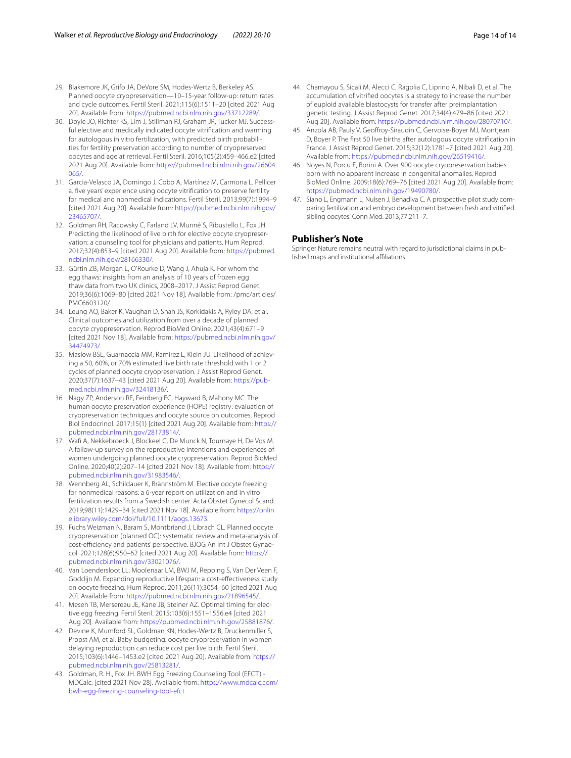29. Blakemore JK, Grifo JA, DeVore SM, Hodes-Wertz B, Berkeley AS. Planned oocyte cryopreservation—10–15-year follow-up: return rates and cycle outcomes. Fertil Steril. 2021;115(6):1511–20 [cited 2021 Aug 20]. Available from: https://pubmed.ncbi.nlm.nih.gov/33712289/.
30. Doyle JO, Richter KS, Lim J, Stillman RJ, Graham JR, Tucker MJ. Successful elective and medically indicated oocyte vitrification and warming for autologous in vitro fertilization, with predicted birth probabilities for fertility preservation according to number of cryopreserved oocytes and age at retrieval. Fertil Steril. 2016;105(2):459–466.e2 [cited 2021 Aug 20]. Available from: https://pubmed.ncbi.nlm.nih.gov/26604065/.
31. Garcia-Velasco JA, Domingo J, Cobo A, Martínez M, Carmona L. Pellicer a. five years' experience using oocyte vitrification to preserve fertility for medical and nonmedical indications. Fertil Steril. 2013;99(7):1994–9 [cited 2021 Aug 20]. Available from: https://pubmed.ncbi.nlm.nih.gov/23465707/.
32. Goldman RH, Racowsky C, Farland LV, Munné S, Ribustello L, Fox JH. Predicting the likelihood of live birth for elective oocyte cryopreservation: a counseling tool for physicians and patients. Hum Reprod. 2017;32(4):853–9 [cited 2021 Aug 20]. Available from: https://pubmed.ncbi.nlm.nih.gov/28166330/.
33. Gürtin ZB, Morgan L, O'Rourke D, Wang J, Ahuja K. For whom the egg thaws: insights from an analysis of 10 years of frozen egg thaw data from two UK clinics, 2008–2017. J Assist Reprod Genet. 2019;36(6):1069–80 [cited 2021 Nov 18]. Available from: /pmc/articles/PMC6603120/.
34. Leung AQ, Baker K, Vaughan D, Shah JS, Korkidakis A, Ryley DA, et al. Clinical outcomes and utilization from over a decade of planned oocyte cryopreservation. Reprod BioMed Online. 2021;43(4):671–9 [cited 2021 Nov 18]. Available from: https://pubmed.ncbi.nlm.nih.gov/34474973/.
35. Maslow BSL, Guarnaccia MM, Ramirez L, Klein JU. Likelihood of achieving a 50, 60%, or 70% estimated live birth rate threshold with 1 or 2 cycles of planned oocyte cryopreservation. J Assist Reprod Genet. 2020;37(7):1637–43 [cited 2021 Aug 20]. Available from: https://pubmed.ncbi.nlm.nih.gov/32418136/.
36. Nagy ZP, Anderson RE, Feinberg EC, Hayward B, Mahony MC. The human oocyte preservation experience (HOPE) registry: evaluation of cryopreservation techniques and oocyte source on outcomes. Reprod Biol Endocrinol. 2017;15(1) [cited 2021 Aug 20]. Available from: https://pubmed.ncbi.nlm.nih.gov/28173814/.
37. Wafi A, Nekkebroeck J, Blockeel C, De Munck N, Tournaye H, De Vos M. A follow-up survey on the reproductive intentions and experiences of women undergoing planned oocyte cryopreservation. Reprod BioMed Online. 2020;40(2):207–14 [cited 2021 Nov 18]. Available from: https://pubmed.ncbi.nlm.nih.gov/31983546/.
38. Wennberg AL, Schildauer K, Brännström M. Elective oocyte freezing for nonmedical reasons: a 6-year report on utilization and in vitro fertilization results from a Swedish center. Acta Obstet Gynecol Scand. 2019;98(11):1429–34 [cited 2021 Nov 18]. Available from: https://onlinelibrary.wiley.com/doi/full/10.1111/aogs.13673.
39. Fuchs Weizman N, Baram S, Montbriand J, Librach CL. Planned oocyte cryopreservation (planned OC): systematic review and meta-analysis of cost-efficiency and patients' perspective. BJOG An Int J Obstet Gynaecol. 2021;128(6):950–62 [cited 2021 Aug 20]. Available from: https://pubmed.ncbi.nlm.nih.gov/33021076/.
40. Van Loendersloot LL, Moolenaar LM, BWJ M, Repping S, Van Der Veen F, Goddijn M. Expanding reproductive lifespan: a cost-effectiveness study on oocyte freezing. Hum Reprod. 2011;26(11):3054–60 [cited 2021 Aug 20]. Available from: https://pubmed.ncbi.nlm.nih.gov/21896545/.
41. Mesen TB, Mersereau JE, Kane JB, Steiner AZ. Optimal timing for elective egg freezing. Fertil Steril. 2015;103(6):1551–1556.e4 [cited 2021 Aug 20]. Available from: https://pubmed.ncbi.nlm.nih.gov/25881876/.
42. Devine K, Mumford SL, Goldman KN, Hodes-Wertz B, Druckenmiller S, Propst AM, et al. Baby budgeting: oocyte cryopreservation in women delaying reproduction can reduce cost per live birth. Fertil Steril. 2015;103(6):1446–1453.e2 [cited 2021 Aug 20]. Available from: https://pubmed.ncbi.nlm.nih.gov/25813281/.
43. Goldman, R. H., Fox JH. BWH Egg Freezing Counseling Tool (EFCT) - MDCalc. [cited 2021 Nov 28]. Available from: https://www.mdcalc.com/bwh-egg-freezing-counseling-tool-efct
44. Chamayou S, Sicali M, Alecci C, Ragolia C, Liprino A, Nibali D, et al. The accumulation of vitrified oocytes is a strategy to increase the number of euploid available blastocysts for transfer after preimplantation genetic testing. J Assist Reprod Genet. 2017;34(4):479–86 [cited 2021 Aug 20]. Available from: https://pubmed.ncbi.nlm.nih.gov/28070710/.
45. Anzola AB, Pauly V, Geoffroy-Siraudin C, Gervoise-Boyer MJ, Montjean D, Boyer P. The first 50 live births after autologous oocyte vitrification in France. J Assist Reprod Genet. 2015;32(12):1781–7 [cited 2021 Aug 20]. Available from: https://pubmed.ncbi.nlm.nih.gov/26519416/.
46. Noyes N, Porcu E, Borini A. Over 900 oocyte cryopreservation babies born with no apparent increase in congenital anomalies. Reprod BioMed Online. 2009;18(6):769–76 [cited 2021 Aug 20]. Available from: https://pubmed.ncbi.nlm.nih.gov/19490780/.
47. Siano L, Engmann L, Nulsen J, Benadiva C. A prospective pilot study comparing fertilization and embryo development between fresh and vitrified sibling oocytes. Conn Med. 2013;77:211–7.

## Publisher's Note

Springer Nature remains neutral with regard to jurisdictional claims in published maps and institutional affiliations.